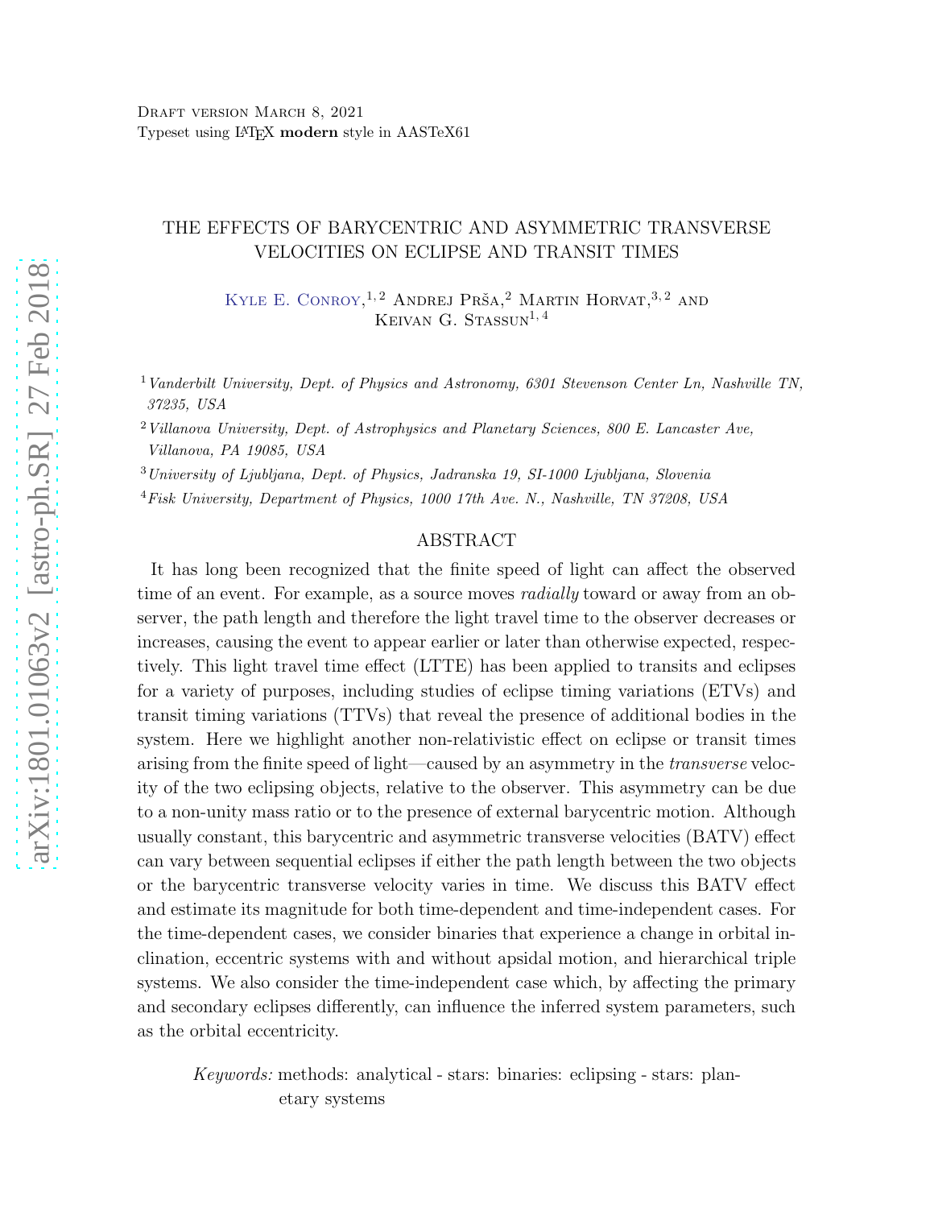Draft version March 8, 2021
Typeset using LaTeX **modern** style in AASTeX61

# THE EFFECTS OF BARYCENTRIC AND ASYMMETRIC TRANSVERSE VELOCITIES ON ECLIPSE AND TRANSIT TIMES

Kyle E. Conroy,[1,2] Andrej Prša,[2] Martin Horvat,[3,2] and Keivan G. Stassun[1,4]

[1] *Vanderbilt University, Dept. of Physics and Astronomy, 6301 Stevenson Center Ln, Nashville TN, 37235, USA*

[2] *Villanova University, Dept. of Astrophysics and Planetary Sciences, 800 E. Lancaster Ave, Villanova, PA 19085, USA*

[3] *University of Ljubljana, Dept. of Physics, Jadranska 19, SI-1000 Ljubljana, Slovenia*

[4] *Fisk University, Department of Physics, 1000 17th Ave. N., Nashville, TN 37208, USA*

## ABSTRACT

It has long been recognized that the finite speed of light can affect the observed time of an event. For example, as a source moves *radially* toward or away from an observer, the path length and therefore the light travel time to the observer decreases or increases, causing the event to appear earlier or later than otherwise expected, respectively. This light travel time effect (LTTE) has been applied to transits and eclipses for a variety of purposes, including studies of eclipse timing variations (ETVs) and transit timing variations (TTVs) that reveal the presence of additional bodies in the system. Here we highlight another non-relativistic effect on eclipse or transit times arising from the finite speed of light—caused by an asymmetry in the *transverse* velocity of the two eclipsing objects, relative to the observer. This asymmetry can be due to a non-unity mass ratio or to the presence of external barycentric motion. Although usually constant, this barycentric and asymmetric transverse velocities (BATV) effect can vary between sequential eclipses if either the path length between the two objects or the barycentric transverse velocity varies in time. We discuss this BATV effect and estimate its magnitude for both time-dependent and time-independent cases. For the time-dependent cases, we consider binaries that experience a change in orbital inclination, eccentric systems with and without apsidal motion, and hierarchical triple systems. We also consider the time-independent case which, by affecting the primary and secondary eclipses differently, can influence the inferred system parameters, such as the orbital eccentricity.

*Keywords:* methods: analytical - stars: binaries: eclipsing - stars: planetary systems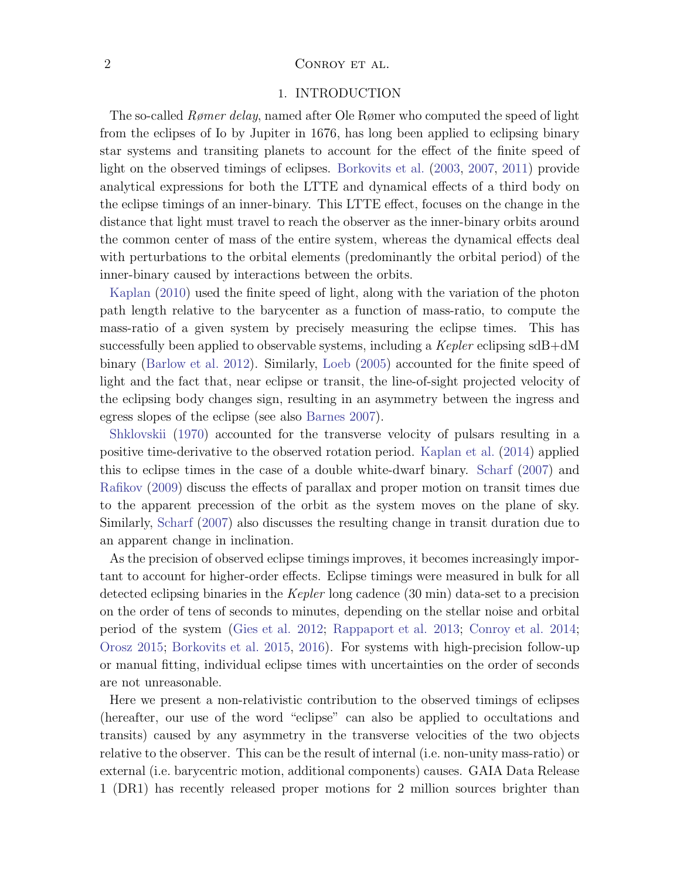# 1. INTRODUCTION

The so-called *Rømer delay*, named after Ole Rømer who computed the speed of light from the eclipses of Io by Jupiter in 1676, has long been applied to eclipsing binary star systems and transiting planets to account for the effect of the finite speed of light on the observed timings of eclipses. Borkovits et al. (2003, 2007, 2011) provide analytical expressions for both the LTTE and dynamical effects of a third body on the eclipse timings of an inner-binary. This LTTE effect, focuses on the change in the distance that light must travel to reach the observer as the inner-binary orbits around the common center of mass of the entire system, whereas the dynamical effects deal with perturbations to the orbital elements (predominantly the orbital period) of the inner-binary caused by interactions between the orbits.

Kaplan (2010) used the finite speed of light, along with the variation of the photon path length relative to the barycenter as a function of mass-ratio, to compute the mass-ratio of a given system by precisely measuring the eclipse times. This has successfully been applied to observable systems, including a *Kepler* eclipsing sdB+dM binary (Barlow et al. 2012). Similarly, Loeb (2005) accounted for the finite speed of light and the fact that, near eclipse or transit, the line-of-sight projected velocity of the eclipsing body changes sign, resulting in an asymmetry between the ingress and egress slopes of the eclipse (see also Barnes 2007).

Shklovskii (1970) accounted for the transverse velocity of pulsars resulting in a positive time-derivative to the observed rotation period. Kaplan et al. (2014) applied this to eclipse times in the case of a double white-dwarf binary. Scharf (2007) and Rafikov (2009) discuss the effects of parallax and proper motion on transit times due to the apparent precession of the orbit as the system moves on the plane of sky. Similarly, Scharf (2007) also discusses the resulting change in transit duration due to an apparent change in inclination.

As the precision of observed eclipse timings improves, it becomes increasingly important to account for higher-order effects. Eclipse timings were measured in bulk for all detected eclipsing binaries in the *Kepler* long cadence (30 min) data-set to a precision on the order of tens of seconds to minutes, depending on the stellar noise and orbital period of the system (Gies et al. 2012; Rappaport et al. 2013; Conroy et al. 2014; Orosz 2015; Borkovits et al. 2015, 2016). For systems with high-precision follow-up or manual fitting, individual eclipse times with uncertainties on the order of seconds are not unreasonable.

Here we present a non-relativistic contribution to the observed timings of eclipses (hereafter, our use of the word "eclipse" can also be applied to occultations and transits) caused by any asymmetry in the transverse velocities of the two objects relative to the observer. This can be the result of internal (i.e. non-unity mass-ratio) or external (i.e. barycentric motion, additional components) causes. GAIA Data Release 1 (DR1) has recently released proper motions for 2 million sources brighter than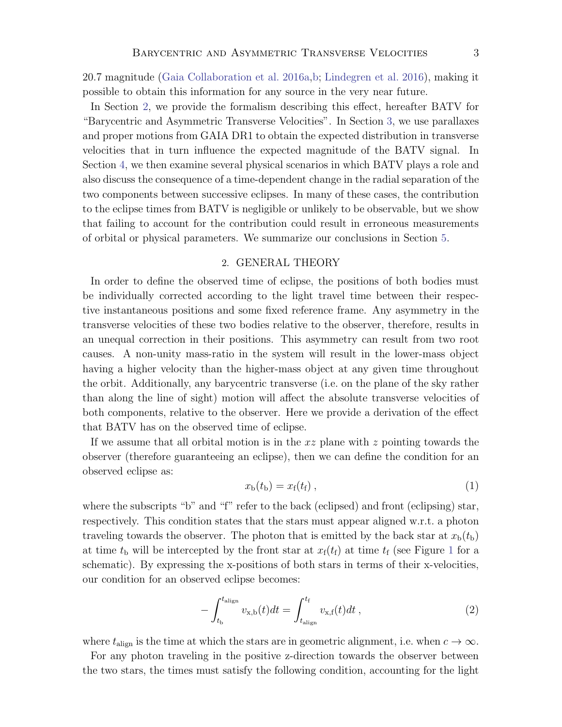20.7 magnitude (Gaia Collaboration et al. 2016a,b; Lindegren et al. 2016), making it possible to obtain this information for any source in the very near future.

In Section 2, we provide the formalism describing this effect, hereafter BATV for "Barycentric and Asymmetric Transverse Velocities". In Section 3, we use parallaxes and proper motions from GAIA DR1 to obtain the expected distribution in transverse velocities that in turn influence the expected magnitude of the BATV signal. In Section 4, we then examine several physical scenarios in which BATV plays a role and also discuss the consequence of a time-dependent change in the radial separation of the two components between successive eclipses. In many of these cases, the contribution to the eclipse times from BATV is negligible or unlikely to be observable, but we show that failing to account for the contribution could result in erroneous measurements of orbital or physical parameters. We summarize our conclusions in Section 5.

## 2. GENERAL THEORY

In order to define the observed time of eclipse, the positions of both bodies must be individually corrected according to the light travel time between their respective instantaneous positions and some fixed reference frame. Any asymmetry in the transverse velocities of these two bodies relative to the observer, therefore, results in an unequal correction in their positions. This asymmetry can result from two root causes. A non-unity mass-ratio in the system will result in the lower-mass object having a higher velocity than the higher-mass object at any given time throughout the orbit. Additionally, any barycentric transverse (i.e. on the plane of the sky rather than along the line of sight) motion will affect the absolute transverse velocities of both components, relative to the observer. Here we provide a derivation of the effect that BATV has on the observed time of eclipse.

If we assume that all orbital motion is in the $xz$ plane with $z$ pointing towards the observer (therefore guaranteeing an eclipse), then we can define the condition for an observed eclipse as:

$$x_{\rm b}(t_{\rm b}) = x_{\rm f}(t_{\rm f}) \, , \tag{1}$$

where the subscripts "b" and "f" refer to the back (eclipsed) and front (eclipsing) star, respectively. This condition states that the stars must appear aligned w.r.t. a photon traveling towards the observer. The photon that is emitted by the back star at $x_{\rm b}(t_{\rm b})$ at time $t_{\rm b}$ will be intercepted by the front star at $x_{\rm f}(t_{\rm f})$ at time $t_{\rm f}$ (see Figure 1 for a schematic). By expressing the x-positions of both stars in terms of their x-velocities, our condition for an observed eclipse becomes:

$$-\int_{t_{\rm b}}^{t_{\rm align}} v_{\rm x,b}(t)dt = \int_{t_{\rm align}}^{t_{\rm f}} v_{\rm x,f}(t)dt \, , \tag{2}$$

where $t_{\rm align}$ is the time at which the stars are in geometric alignment, i.e. when $c \rightarrow \infty$.

For any photon traveling in the positive z-direction towards the observer between the two stars, the times must satisfy the following condition, accounting for the light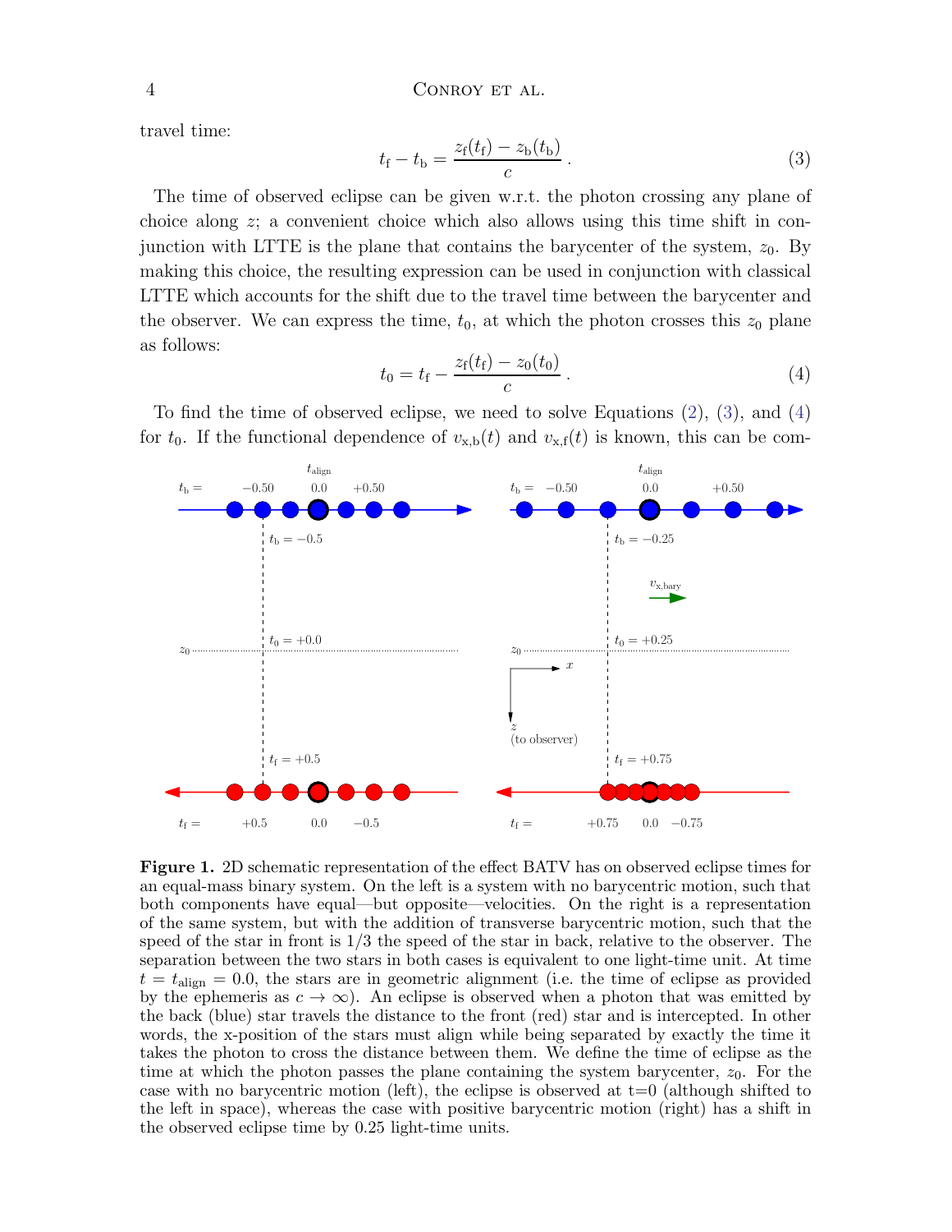travel time:

$$t_{\rm f} - t_{\rm b} = \frac{z_{\rm f}(t_{\rm f}) - z_{\rm b}(t_{\rm b})}{c} \,. \tag{3}$$

The time of observed eclipse can be given w.r.t. the photon crossing any plane of choice along $z$; a convenient choice which also allows using this time shift in conjunction with LTTE is the plane that contains the barycenter of the system, $z_0$. By making this choice, the resulting expression can be used in conjunction with classical LTTE which accounts for the shift due to the travel time between the barycenter and the observer. We can express the time, $t_0$, at which the photon crosses this $z_0$ plane as follows:

$$t_0 = t_{\rm f} - \frac{z_{\rm f}(t_{\rm f}) - z_0(t_0)}{c} \,. \tag{4}$$

To find the time of observed eclipse, we need to solve Equations (2), (3), and (4) for $t_0$. If the functional dependence of $v_{\rm x,b}(t)$ and $v_{\rm x,f}(t)$ is known, this can be com-

**Figure 1.** 2D schematic representation of the effect BATV has on observed eclipse times for an equal-mass binary system. On the left is a system with no barycentric motion, such that both components have equal—but opposite—velocities. On the right is a representation of the same system, but with the addition of transverse barycentric motion, such that the speed of the star in front is 1/3 the speed of the star in back, relative to the observer. The separation between the two stars in both cases is equivalent to one light-time unit. At time $t = t_{\rm align} = 0.0$, the stars are in geometric alignment (i.e. the time of eclipse as provided by the ephemeris as $c \to \infty$). An eclipse is observed when a photon that was emitted by the back (blue) star travels the distance to the front (red) star and is intercepted. In other words, the x-position of the stars must align while being separated by exactly the time it takes the photon to cross the distance between them. We define the time of eclipse as the time at which the photon passes the plane containing the system barycenter, $z_0$. For the case with no barycentric motion (left), the eclipse is observed at t=0 (although shifted to the left in space), whereas the case with positive barycentric motion (right) has a shift in the observed eclipse time by 0.25 light-time units.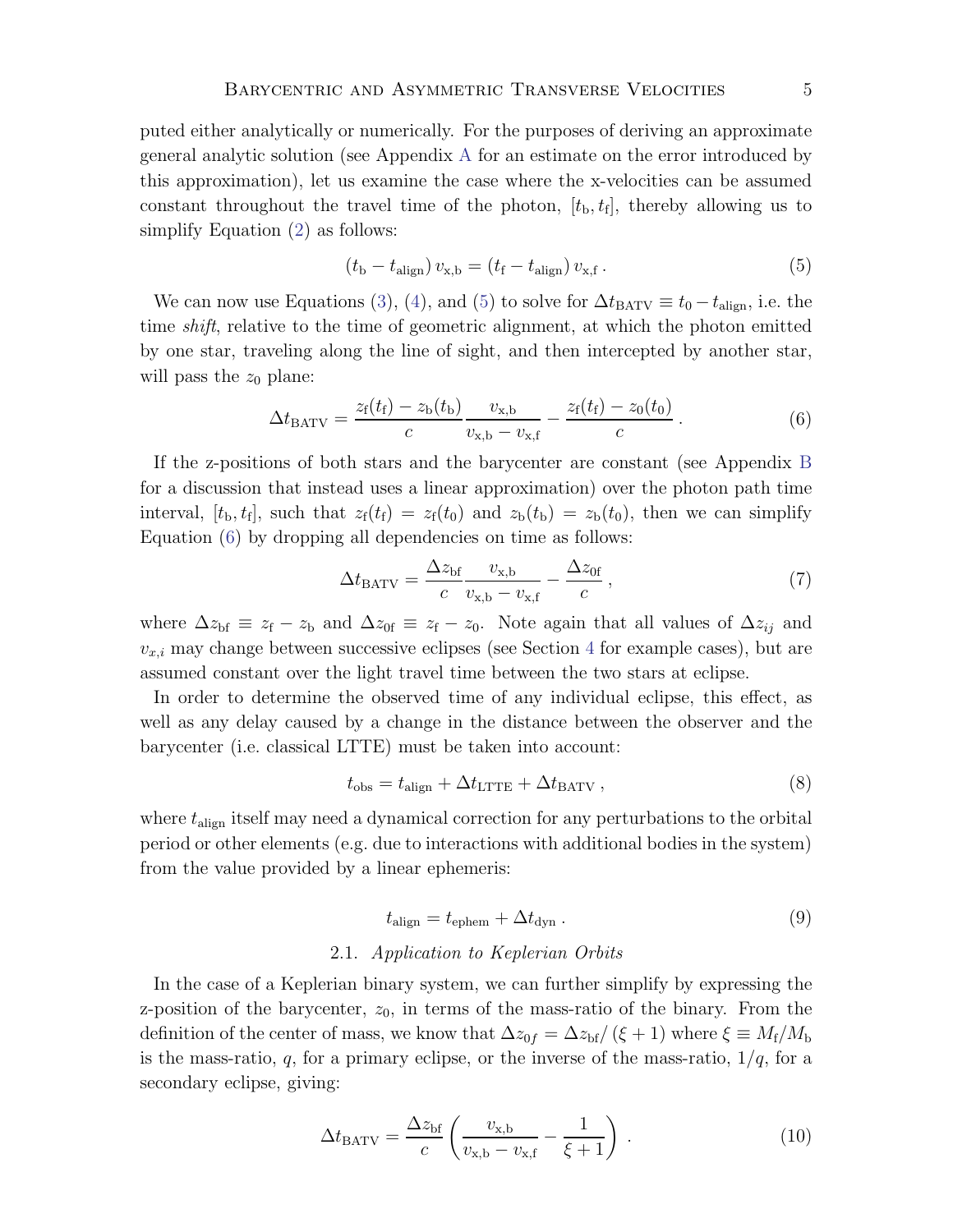puted either analytically or numerically. For the purposes of deriving an approximate general analytic solution (see Appendix A for an estimate on the error introduced by this approximation), let us examine the case where the x-velocities can be assumed constant throughout the travel time of the photon, $[t_\mathrm{b}, t_\mathrm{f}]$, thereby allowing us to simplify Equation (2) as follows:

$$(t_\mathrm{b} - t_\mathrm{align})\, v_\mathrm{x,b} = (t_\mathrm{f} - t_\mathrm{align})\, v_\mathrm{x,f}\,. \tag{5}$$

We can now use Equations (3), (4), and (5) to solve for $\Delta t_\mathrm{BATV} \equiv t_0 - t_\mathrm{align}$, i.e. the time *shift*, relative to the time of geometric alignment, at which the photon emitted by one star, traveling along the line of sight, and then intercepted by another star, will pass the $z_0$ plane:

$$\Delta t_\mathrm{BATV} = \frac{z_\mathrm{f}(t_\mathrm{f}) - z_\mathrm{b}(t_\mathrm{b})}{c} \frac{v_\mathrm{x,b}}{v_\mathrm{x,b} - v_\mathrm{x,f}} - \frac{z_\mathrm{f}(t_\mathrm{f}) - z_0(t_0)}{c}\,. \tag{6}$$

If the z-positions of both stars and the barycenter are constant (see Appendix B for a discussion that instead uses a linear approximation) over the photon path time interval, $[t_\mathrm{b}, t_\mathrm{f}]$, such that $z_\mathrm{f}(t_\mathrm{f}) = z_\mathrm{f}(t_0)$ and $z_\mathrm{b}(t_\mathrm{b}) = z_\mathrm{b}(t_0)$, then we can simplify Equation (6) by dropping all dependencies on time as follows:

$$\Delta t_\mathrm{BATV} = \frac{\Delta z_\mathrm{bf}}{c} \frac{v_\mathrm{x,b}}{v_\mathrm{x,b} - v_\mathrm{x,f}} - \frac{\Delta z_\mathrm{0f}}{c}\,, \tag{7}$$

where $\Delta z_\mathrm{bf} \equiv z_\mathrm{f} - z_\mathrm{b}$ and $\Delta z_\mathrm{0f} \equiv z_\mathrm{f} - z_0$. Note again that all values of $\Delta z_{ij}$ and $v_{x,i}$ may change between successive eclipses (see Section 4 for example cases), but are assumed constant over the light travel time between the two stars at eclipse.

In order to determine the observed time of any individual eclipse, this effect, as well as any delay caused by a change in the distance between the observer and the barycenter (i.e. classical LTTE) must be taken into account:

$$t_\mathrm{obs} = t_\mathrm{align} + \Delta t_\mathrm{LTTE} + \Delta t_\mathrm{BATV}\,, \tag{8}$$

where $t_\mathrm{align}$ itself may need a dynamical correction for any perturbations to the orbital period or other elements (e.g. due to interactions with additional bodies in the system) from the value provided by a linear ephemeris:

$$t_\mathrm{align} = t_\mathrm{ephem} + \Delta t_\mathrm{dyn}\,. \tag{9}$$

### 2.1. *Application to Keplerian Orbits*

In the case of a Keplerian binary system, we can further simplify by expressing the z-position of the barycenter, $z_0$, in terms of the mass-ratio of the binary. From the definition of the center of mass, we know that $\Delta z_{0f} = \Delta z_\mathrm{bf}/\left(\xi + 1\right)$ where $\xi \equiv M_\mathrm{f}/M_\mathrm{b}$ is the mass-ratio, $q$, for a primary eclipse, or the inverse of the mass-ratio, $1/q$, for a secondary eclipse, giving:

$$\Delta t_\mathrm{BATV} = \frac{\Delta z_\mathrm{bf}}{c} \left( \frac{v_\mathrm{x,b}}{v_\mathrm{x,b} - v_\mathrm{x,f}} - \frac{1}{\xi + 1} \right)\,. \tag{10}$$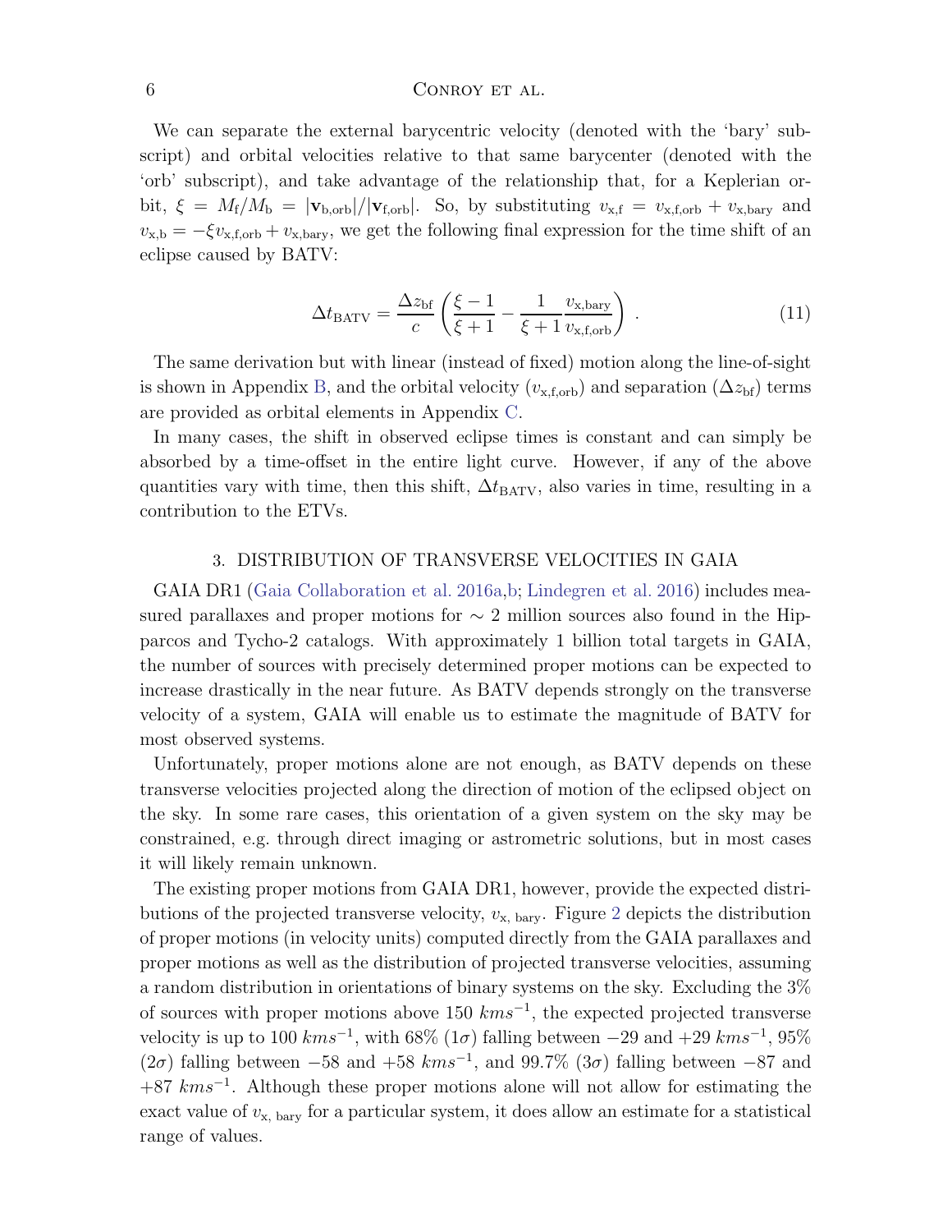We can separate the external barycentric velocity (denoted with the 'bary' subscript) and orbital velocities relative to that same barycenter (denoted with the 'orb' subscript), and take advantage of the relationship that, for a Keplerian orbit, $\xi = M_{\rm f}/M_{\rm b} = |\mathbf{v}_{\rm b,orb}|/|\mathbf{v}_{\rm f,orb}|$. So, by substituting $v_{\rm x,f} = v_{\rm x,f,orb} + v_{\rm x,bary}$ and $v_{\rm x,b} = -\xi v_{\rm x,f,orb} + v_{\rm x,bary}$, we get the following final expression for the time shift of an eclipse caused by BATV:

$$\Delta t_{\rm BATV} = \frac{\Delta z_{\rm bf}}{c} \left( \frac{\xi - 1}{\xi + 1} - \frac{1}{\xi + 1} \frac{v_{\rm x,bary}}{v_{\rm x,f,orb}} \right) . \tag{11}$$

The same derivation but with linear (instead of fixed) motion along the line-of-sight is shown in Appendix B, and the orbital velocity ($v_{\rm x,f,orb}$) and separation ($\Delta z_{\rm bf}$) terms are provided as orbital elements in Appendix C.

In many cases, the shift in observed eclipse times is constant and can simply be absorbed by a time-offset in the entire light curve. However, if any of the above quantities vary with time, then this shift, $\Delta t_{\rm BATV}$, also varies in time, resulting in a contribution to the ETVs.

## 3. DISTRIBUTION OF TRANSVERSE VELOCITIES IN GAIA

GAIA DR1 (Gaia Collaboration et al. 2016a,b; Lindegren et al. 2016) includes measured parallaxes and proper motions for $\sim 2$ million sources also found in the Hipparcos and Tycho-2 catalogs. With approximately 1 billion total targets in GAIA, the number of sources with precisely determined proper motions can be expected to increase drastically in the near future. As BATV depends strongly on the transverse velocity of a system, GAIA will enable us to estimate the magnitude of BATV for most observed systems.

Unfortunately, proper motions alone are not enough, as BATV depends on these transverse velocities projected along the direction of motion of the eclipsed object on the sky. In some rare cases, this orientation of a given system on the sky may be constrained, e.g. through direct imaging or astrometric solutions, but in most cases it will likely remain unknown.

The existing proper motions from GAIA DR1, however, provide the expected distributions of the projected transverse velocity, $v_{\rm x,\,bary}$. Figure 2 depicts the distribution of proper motions (in velocity units) computed directly from the GAIA parallaxes and proper motions as well as the distribution of projected transverse velocities, assuming a random distribution in orientations of binary systems on the sky. Excluding the 3% of sources with proper motions above 150 $kms^{-1}$, the expected projected transverse velocity is up to 100 $kms^{-1}$, with 68% ($1\sigma$) falling between $-29$ and $+29$ $kms^{-1}$, 95% ($2\sigma$) falling between $-58$ and $+58$ $kms^{-1}$, and 99.7% ($3\sigma$) falling between $-87$ and $+87$ $kms^{-1}$. Although these proper motions alone will not allow for estimating the exact value of $v_{\rm x,\,bary}$ for a particular system, it does allow an estimate for a statistical range of values.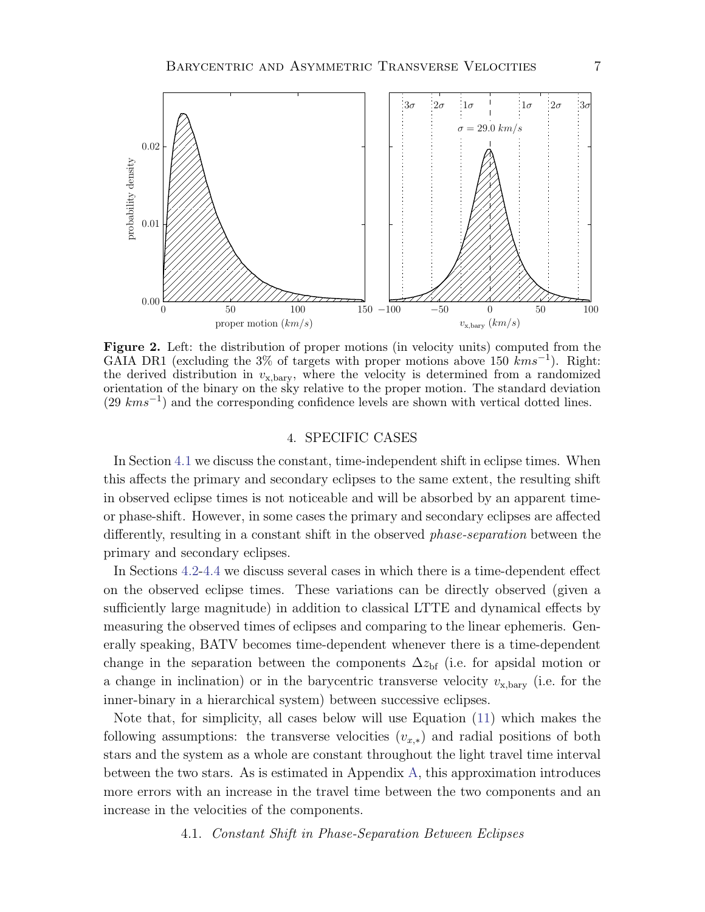**Figure 2.** Left: the distribution of proper motions (in velocity units) computed from the GAIA DR1 (excluding the 3% of targets with proper motions above 150 $kms^{-1}$). Right: the derived distribution in $v_{\mathrm{x,bary}}$, where the velocity is determined from a randomized orientation of the binary on the sky relative to the proper motion. The standard deviation (29 $kms^{-1}$) and the corresponding confidence levels are shown with vertical dotted lines.

## 4. SPECIFIC CASES

In Section 4.1 we discuss the constant, time-independent shift in eclipse times. When this affects the primary and secondary eclipses to the same extent, the resulting shift in observed eclipse times is not noticeable and will be absorbed by an apparent time- or phase-shift. However, in some cases the primary and secondary eclipses are affected differently, resulting in a constant shift in the observed *phase-separation* between the primary and secondary eclipses.

In Sections 4.2-4.4 we discuss several cases in which there is a time-dependent effect on the observed eclipse times. These variations can be directly observed (given a sufficiently large magnitude) in addition to classical LTTE and dynamical effects by measuring the observed times of eclipses and comparing to the linear ephemeris. Generally speaking, BATV becomes time-dependent whenever there is a time-dependent change in the separation between the components $\Delta z_{\mathrm{bf}}$ (i.e. for apsidal motion or a change in inclination) or in the barycentric transverse velocity $v_{\mathrm{x,bary}}$ (i.e. for the inner-binary in a hierarchical system) between successive eclipses.

Note that, for simplicity, all cases below will use Equation (11) which makes the following assumptions: the transverse velocities ($v_{x,*}$) and radial positions of both stars and the system as a whole are constant throughout the light travel time interval between the two stars. As is estimated in Appendix A, this approximation introduces more errors with an increase in the travel time between the two components and an increase in the velocities of the components.

### 4.1. *Constant Shift in Phase-Separation Between Eclipses*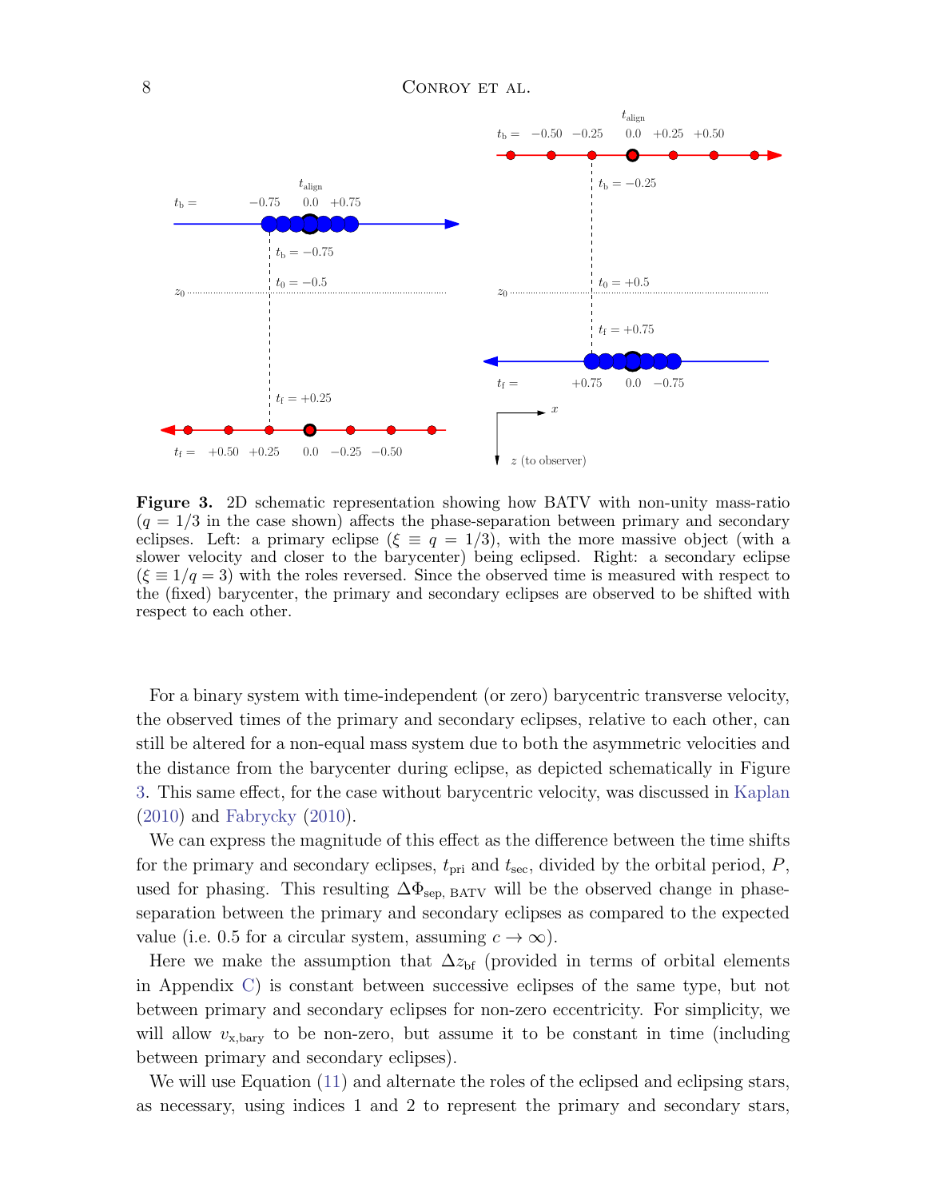**Figure 3.** 2D schematic representation showing how BATV with non-unity mass-ratio ($q = 1/3$ in the case shown) affects the phase-separation between primary and secondary eclipses. Left: a primary eclipse ($\xi \equiv q = 1/3$), with the more massive object (with a slower velocity and closer to the barycenter) being eclipsed. Right: a secondary eclipse ($\xi \equiv 1/q = 3$) with the roles reversed. Since the observed time is measured with respect to the (fixed) barycenter, the primary and secondary eclipses are observed to be shifted with respect to each other.

For a binary system with time-independent (or zero) barycentric transverse velocity, the observed times of the primary and secondary eclipses, relative to each other, can still be altered for a non-equal mass system due to both the asymmetric velocities and the distance from the barycenter during eclipse, as depicted schematically in Figure 3. This same effect, for the case without barycentric velocity, was discussed in Kaplan (2010) and Fabrycky (2010).

We can express the magnitude of this effect as the difference between the time shifts for the primary and secondary eclipses, $t_{\rm pri}$ and $t_{\rm sec}$, divided by the orbital period, $P$, used for phasing. This resulting $\Delta\Phi_{\rm sep,\,BATV}$ will be the observed change in phase-separation between the primary and secondary eclipses as compared to the expected value (i.e. 0.5 for a circular system, assuming $c \to \infty$).

Here we make the assumption that $\Delta z_{\rm bf}$ (provided in terms of orbital elements in Appendix C) is constant between successive eclipses of the same type, but not between primary and secondary eclipses for non-zero eccentricity. For simplicity, we will allow $v_{\rm x,bary}$ to be non-zero, but assume it to be constant in time (including between primary and secondary eclipses).

We will use Equation (11) and alternate the roles of the eclipsed and eclipsing stars, as necessary, using indices 1 and 2 to represent the primary and secondary stars,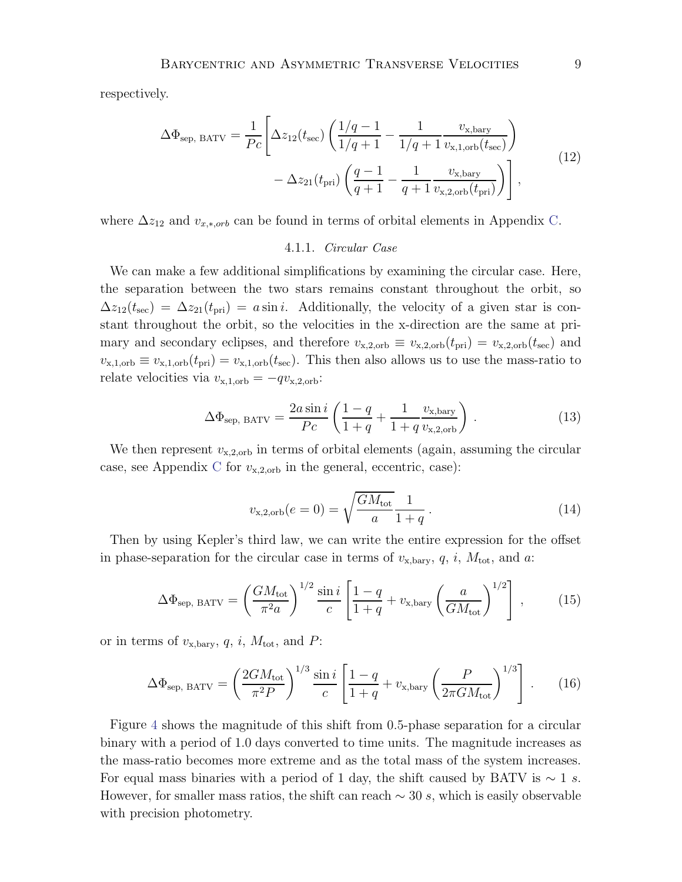respectively.

$$
\Delta\Phi_{\text{sep, BATV}} = \frac{1}{Pc}\Bigg[\Delta z_{12}(t_{\text{sec}})\left(\frac{1/q-1}{1/q+1} - \frac{1}{1/q+1}\frac{v_{\text{x,bary}}}{v_{\text{x,1,orb}}(t_{\text{sec}})}\right) \\ - \Delta z_{21}(t_{\text{pri}})\left(\frac{q-1}{q+1} - \frac{1}{q+1}\frac{v_{\text{x,bary}}}{v_{\text{x,2,orb}}(t_{\text{pri}})}\right)\Bigg], \tag{12}
$$

where $\Delta z_{12}$ and $v_{x,*,orb}$ can be found in terms of orbital elements in Appendix C.

#### 4.1.1. *Circular Case*

We can make a few additional simplifications by examining the circular case. Here, the separation between the two stars remains constant throughout the orbit, so $\Delta z_{12}(t_{\text{sec}}) = \Delta z_{21}(t_{\text{pri}}) = a \sin i$. Additionally, the velocity of a given star is constant throughout the orbit, so the velocities in the x-direction are the same at primary and secondary eclipses, and therefore $v_{\text{x,2,orb}} \equiv v_{\text{x,2,orb}}(t_{\text{pri}}) = v_{\text{x,2,orb}}(t_{\text{sec}})$ and $v_{\text{x,1,orb}} \equiv v_{\text{x,1,orb}}(t_{\text{pri}}) = v_{\text{x,1,orb}}(t_{\text{sec}})$. This then also allows us to use the mass-ratio to relate velocities via $v_{\text{x,1,orb}} = -q v_{\text{x,2,orb}}$:

$$
\Delta\Phi_{\text{sep, BATV}} = \frac{2a\sin i}{Pc}\left(\frac{1-q}{1+q} + \frac{1}{1+q}\frac{v_{\text{x,bary}}}{v_{\text{x,2,orb}}}\right). \tag{13}
$$

We then represent $v_{\text{x,2,orb}}$ in terms of orbital elements (again, assuming the circular case, see Appendix C for $v_{\text{x,2,orb}}$ in the general, eccentric, case):

$$
v_{\text{x,2,orb}}(e=0) = \sqrt{\frac{GM_{\text{tot}}}{a}}\frac{1}{1+q}. \tag{14}
$$

Then by using Kepler's third law, we can write the entire expression for the offset in phase-separation for the circular case in terms of $v_{\text{x,bary}}$, $q$, $i$, $M_{\text{tot}}$, and $a$:

$$
\Delta\Phi_{\text{sep, BATV}} = \left(\frac{GM_{\text{tot}}}{\pi^2 a}\right)^{1/2}\frac{\sin i}{c}\left[\frac{1-q}{1+q} + v_{\text{x,bary}}\left(\frac{a}{GM_{\text{tot}}}\right)^{1/2}\right], \tag{15}
$$

or in terms of $v_{\text{x,bary}}$, $q$, $i$, $M_{\text{tot}}$, and $P$:

$$
\Delta\Phi_{\text{sep, BATV}} = \left(\frac{2GM_{\text{tot}}}{\pi^2 P}\right)^{1/3}\frac{\sin i}{c}\left[\frac{1-q}{1+q} + v_{\text{x,bary}}\left(\frac{P}{2\pi GM_{\text{tot}}}\right)^{1/3}\right]. \tag{16}
$$

Figure 4 shows the magnitude of this shift from 0.5-phase separation for a circular binary with a period of 1.0 days converted to time units. The magnitude increases as the mass-ratio becomes more extreme and as the total mass of the system increases. For equal mass binaries with a period of 1 day, the shift caused by BATV is $\sim 1$ *s*. However, for smaller mass ratios, the shift can reach $\sim 30$ *s*, which is easily observable with precision photometry.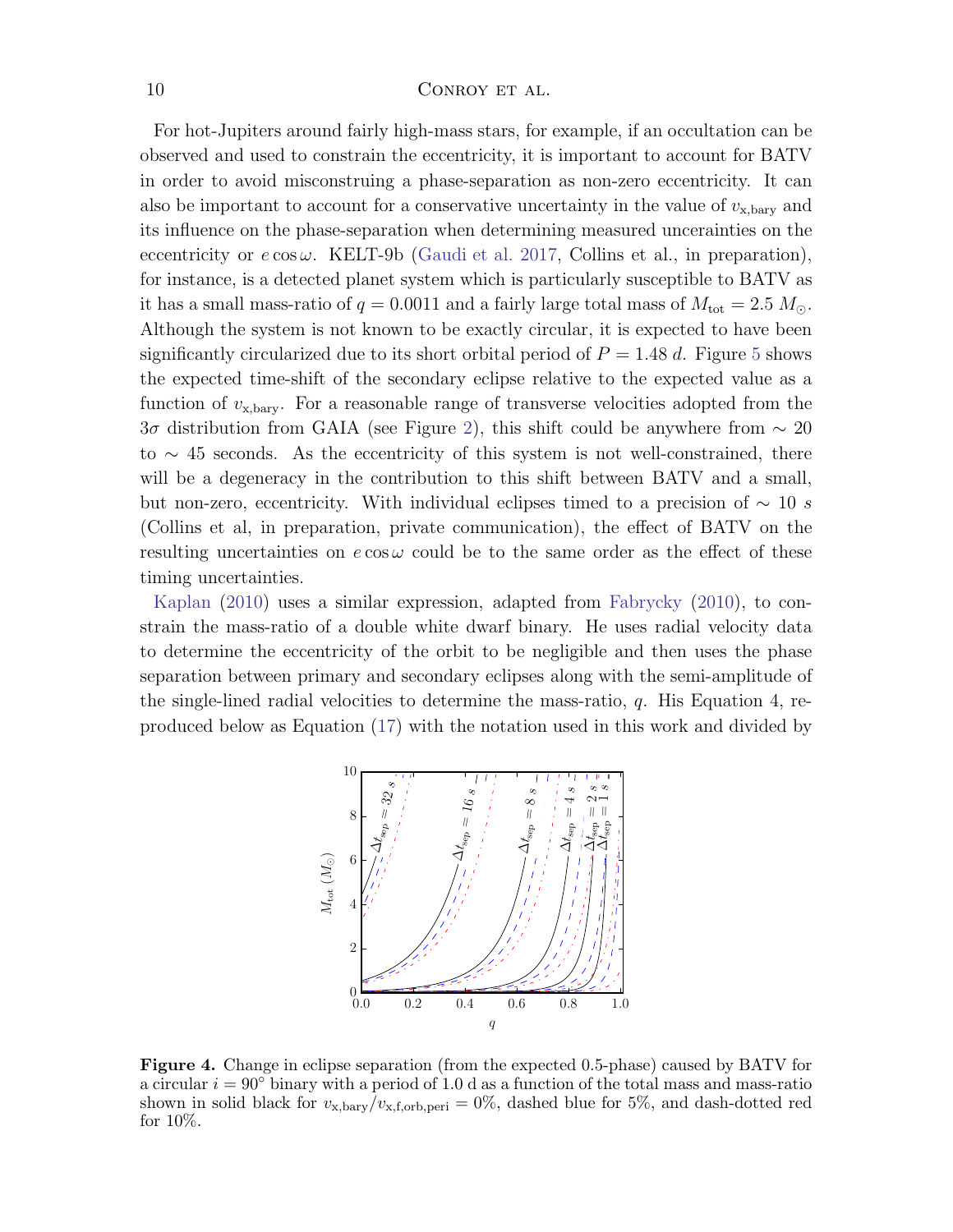For hot-Jupiters around fairly high-mass stars, for example, if an occultation can be observed and used to constrain the eccentricity, it is important to account for BATV in order to avoid misconstruing a phase-separation as non-zero eccentricity. It can also be important to account for a conservative uncertainty in the value of $v_{\mathrm{x,bary}}$ and its influence on the phase-separation when determining measured uncerainties on the eccentricity or $e \cos \omega$. KELT-9b (Gaudi et al. 2017, Collins et al., in preparation), for instance, is a detected planet system which is particularly susceptible to BATV as it has a small mass-ratio of $q = 0.0011$ and a fairly large total mass of $M_{\mathrm{tot}} = 2.5\ M_{\odot}$. Although the system is not known to be exactly circular, it is expected to have been significantly circularized due to its short orbital period of $P = 1.48\ d$. Figure 5 shows the expected time-shift of the secondary eclipse relative to the expected value as a function of $v_{\mathrm{x,bary}}$. For a reasonable range of transverse velocities adopted from the $3\sigma$ distribution from GAIA (see Figure 2), this shift could be anywhere from $\sim 20$ to $\sim 45$ seconds. As the eccentricity of this system is not well-constrained, there will be a degeneracy in the contribution to this shift between BATV and a small, but non-zero, eccentricity. With individual eclipses timed to a precision of $\sim 10\ s$ (Collins et al, in preparation, private communication), the effect of BATV on the resulting uncertainties on $e \cos \omega$ could be to the same order as the effect of these timing uncertainties.

Kaplan (2010) uses a similar expression, adapted from Fabrycky (2010), to constrain the mass-ratio of a double white dwarf binary. He uses radial velocity data to determine the eccentricity of the orbit to be negligible and then uses the phase separation between primary and secondary eclipses along with the semi-amplitude of the single-lined radial velocities to determine the mass-ratio, $q$. His Equation 4, reproduced below as Equation (17) with the notation used in this work and divided by

**Figure 4.** Change in eclipse separation (from the expected 0.5-phase) caused by BATV for a circular $i = 90^{\circ}$ binary with a period of 1.0 d as a function of the total mass and mass-ratio shown in solid black for $v_{\mathrm{x,bary}}/v_{\mathrm{x,f,orb,peri}} = 0\%$, dashed blue for 5%, and dash-dotted red for 10%.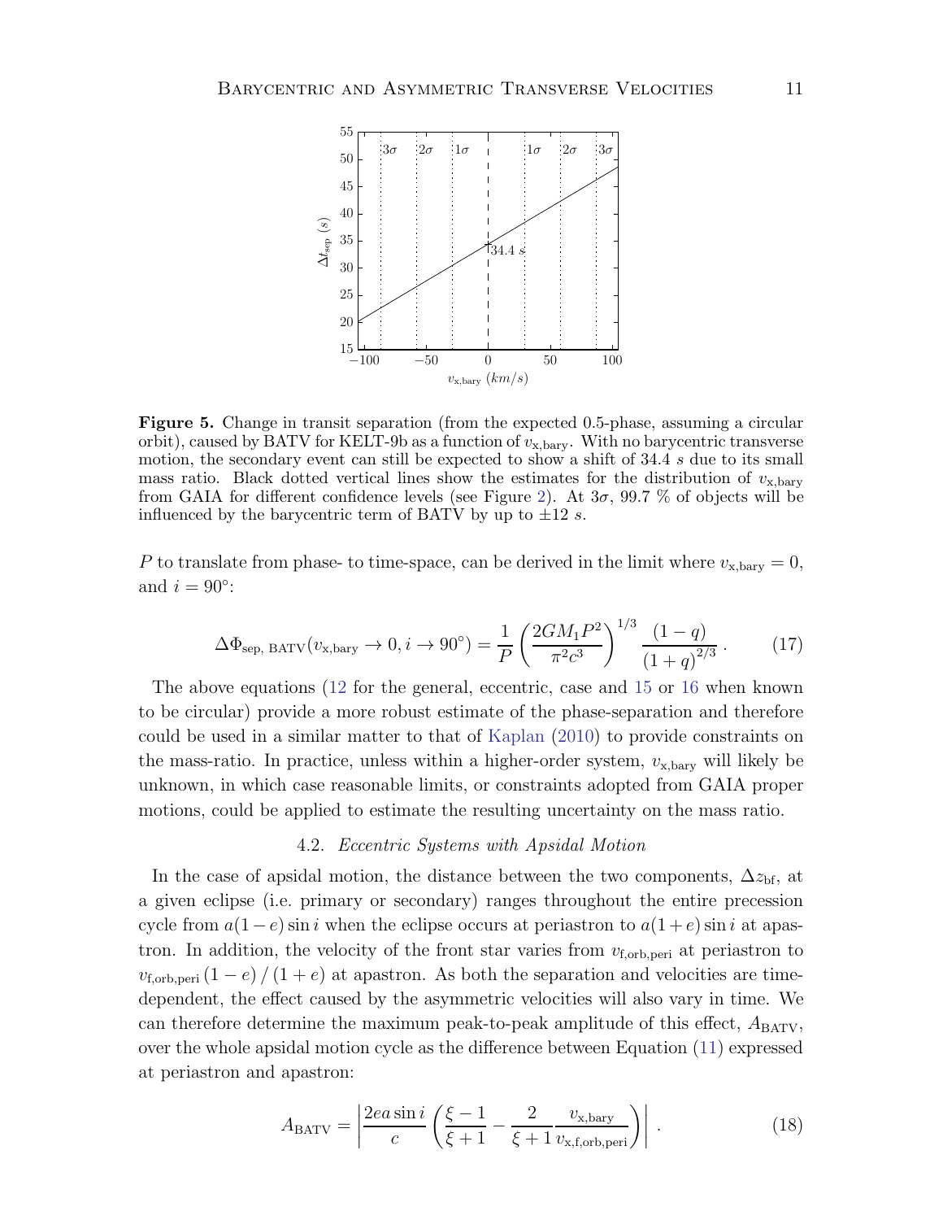**Figure 5.** Change in transit separation (from the expected 0.5-phase, assuming a circular orbit), caused by BATV for KELT-9b as a function of $v_{\rm x,bary}$. With no barycentric transverse motion, the secondary event can still be expected to show a shift of 34.4 $s$ due to its small mass ratio. Black dotted vertical lines show the estimates for the distribution of $v_{\rm x,bary}$ from GAIA for different confidence levels (see Figure 2). At $3\sigma$, 99.7 % of objects will be influenced by the barycentric term of BATV by up to $\pm 12$ $s$.

$P$ to translate from phase- to time-space, can be derived in the limit where $v_{\rm x,bary} = 0$, and $i = 90°$:

$$\Delta\Phi_{\rm sep,\ BATV}(v_{\rm x,bary} \to 0, i \to 90°) = \frac{1}{P}\left(\frac{2GM_1P^2}{\pi^2 c^3}\right)^{1/3} \frac{(1-q)}{(1+q)^{2/3}}\,. \tag{17}$$

The above equations (12 for the general, eccentric, case and 15 or 16 when known to be circular) provide a more robust estimate of the phase-separation and therefore could be used in a similar matter to that of Kaplan (2010) to provide constraints on the mass-ratio. In practice, unless within a higher-order system, $v_{\rm x,bary}$ will likely be unknown, in which case reasonable limits, or constraints adopted from GAIA proper motions, could be applied to estimate the resulting uncertainty on the mass ratio.

### 4.2. *Eccentric Systems with Apsidal Motion*

In the case of apsidal motion, the distance between the two components, $\Delta z_{\rm bf}$, at a given eclipse (i.e. primary or secondary) ranges throughout the entire precession cycle from $a(1-e)\sin i$ when the eclipse occurs at periastron to $a(1+e)\sin i$ at apastron. In addition, the velocity of the front star varies from $v_{\rm f,orb,peri}$ at periastron to $v_{\rm f,orb,peri}\,(1-e)\,/\,(1+e)$ at apastron. As both the separation and velocities are time-dependent, the effect caused by the asymmetric velocities will also vary in time. We can therefore determine the maximum peak-to-peak amplitude of this effect, $A_{\rm BATV}$, over the whole apsidal motion cycle as the difference between Equation (11) expressed at periastron and apastron:

$$A_{\rm BATV} = \left| \frac{2ea\sin i}{c}\left(\frac{\xi - 1}{\xi + 1} - \frac{2}{\xi + 1}\frac{v_{\rm x,bary}}{v_{\rm x,f,orb,peri}}\right)\right|\,. \tag{18}$$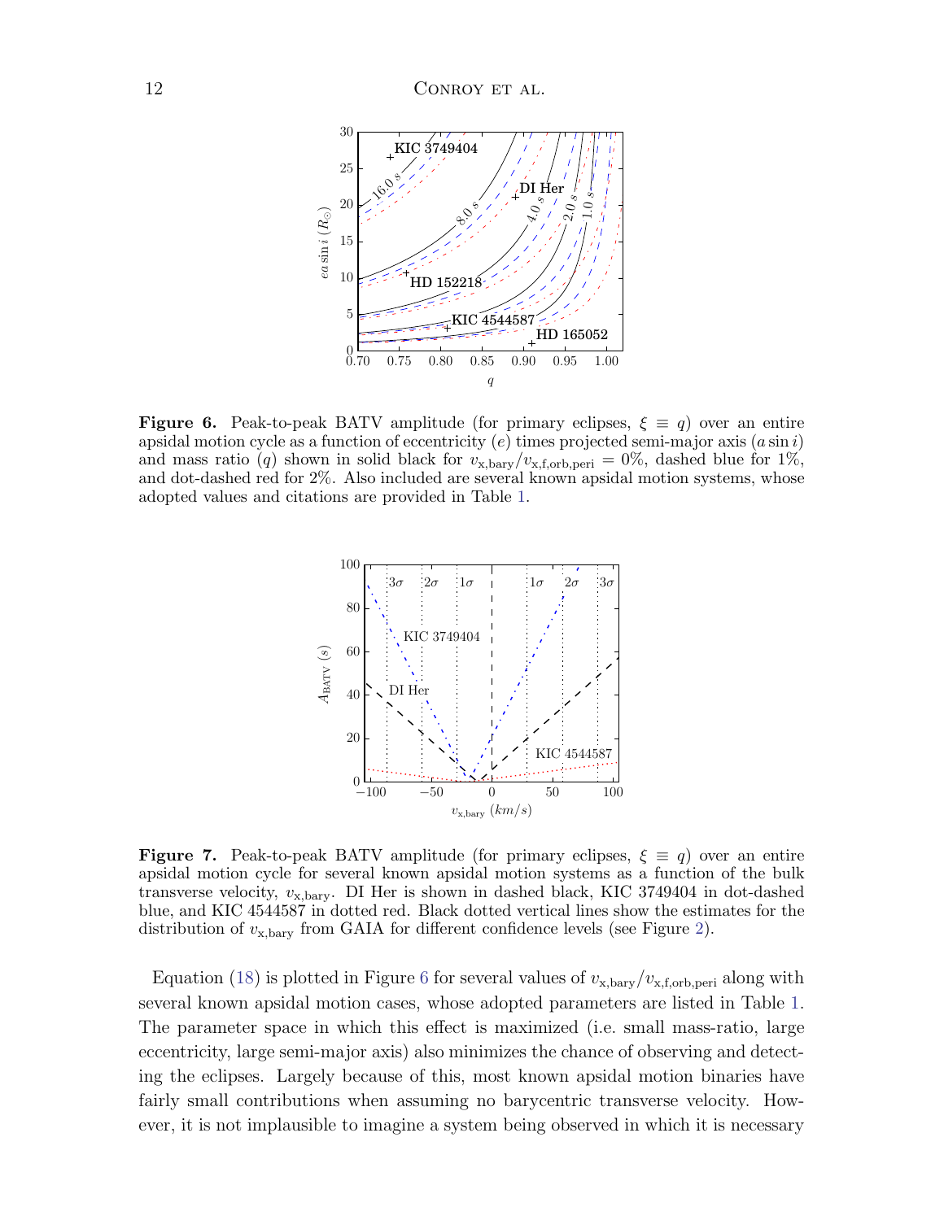**Figure 6.** Peak-to-peak BATV amplitude (for primary eclipses, $\xi \equiv q$) over an entire apsidal motion cycle as a function of eccentricity ($e$) times projected semi-major axis ($a \sin i$) and mass ratio ($q$) shown in solid black for $v_{\mathrm{x,bary}}/v_{\mathrm{x,f,orb,peri}} = 0\%$, dashed blue for 1%, and dot-dashed red for 2%. Also included are several known apsidal motion systems, whose adopted values and citations are provided in Table 1.

**Figure 7.** Peak-to-peak BATV amplitude (for primary eclipses, $\xi \equiv q$) over an entire apsidal motion cycle for several known apsidal motion systems as a function of the bulk transverse velocity, $v_{\mathrm{x,bary}}$. DI Her is shown in dashed black, KIC 3749404 in dot-dashed blue, and KIC 4544587 in dotted red. Black dotted vertical lines show the estimates for the distribution of $v_{\mathrm{x,bary}}$ from GAIA for different confidence levels (see Figure 2).

Equation (18) is plotted in Figure 6 for several values of $v_{\mathrm{x,bary}}/v_{\mathrm{x,f,orb,peri}}$ along with several known apsidal motion cases, whose adopted parameters are listed in Table 1. The parameter space in which this effect is maximized (i.e. small mass-ratio, large eccentricity, large semi-major axis) also minimizes the chance of observing and detecting the eclipses. Largely because of this, most known apsidal motion binaries have fairly small contributions when assuming no barycentric transverse velocity. However, it is not implausible to imagine a system being observed in which it is necessary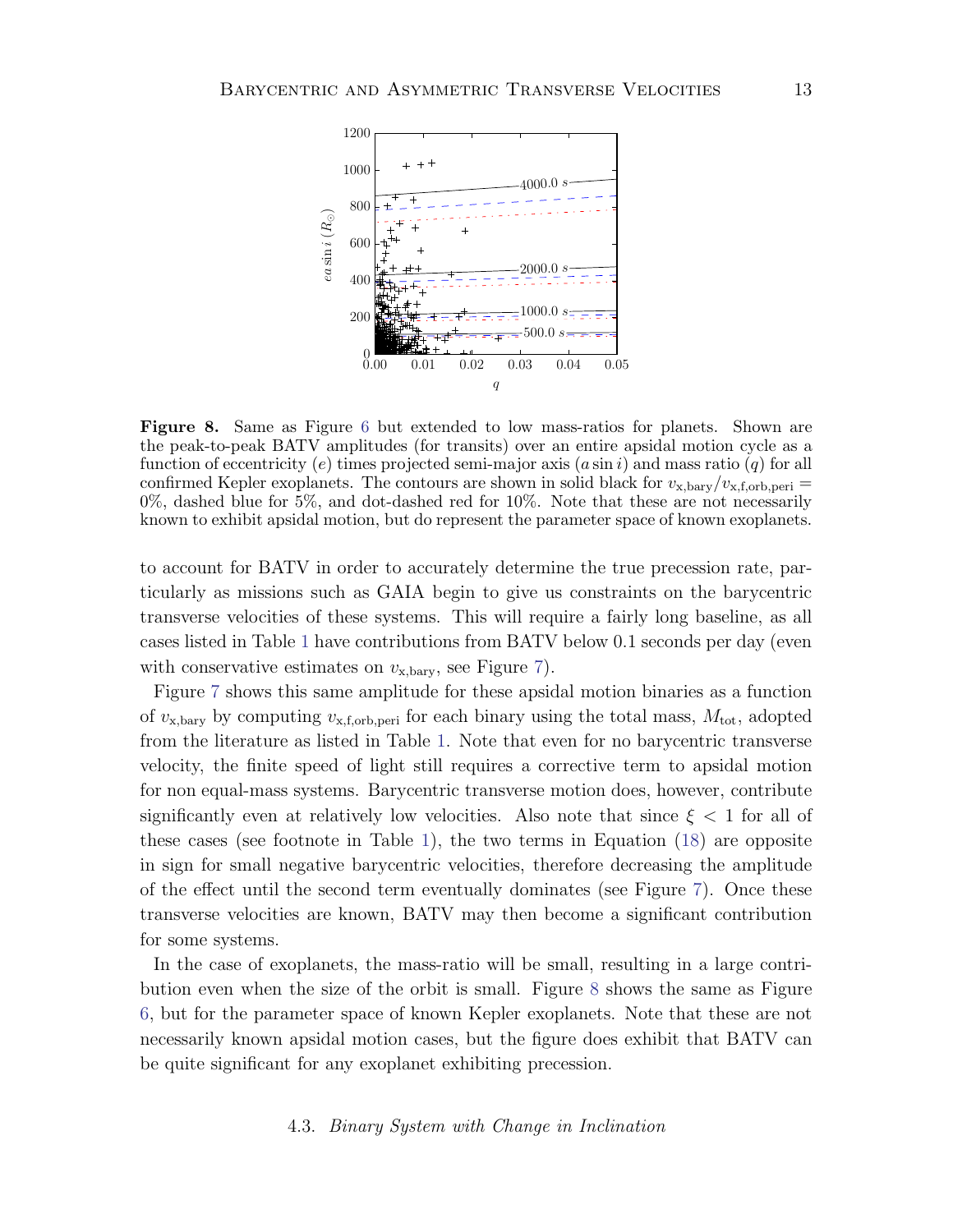**Figure 8.** Same as Figure 6 but extended to low mass-ratios for planets. Shown are the peak-to-peak BATV amplitudes (for transits) over an entire apsidal motion cycle as a function of eccentricity ($e$) times projected semi-major axis ($a \sin i$) and mass ratio ($q$) for all confirmed Kepler exoplanets. The contours are shown in solid black for $v_{\rm x,bary}/v_{\rm x,f,orb,peri} =$ 0%, dashed blue for 5%, and dot-dashed red for 10%. Note that these are not necessarily known to exhibit apsidal motion, but do represent the parameter space of known exoplanets.

to account for BATV in order to accurately determine the true precession rate, particularly as missions such as GAIA begin to give us constraints on the barycentric transverse velocities of these systems. This will require a fairly long baseline, as all cases listed in Table 1 have contributions from BATV below 0.1 seconds per day (even with conservative estimates on $v_{\rm x,bary}$, see Figure 7).

Figure 7 shows this same amplitude for these apsidal motion binaries as a function of $v_{\rm x,bary}$ by computing $v_{\rm x,f,orb,peri}$ for each binary using the total mass, $M_{\rm tot}$, adopted from the literature as listed in Table 1. Note that even for no barycentric transverse velocity, the finite speed of light still requires a corrective term to apsidal motion for non equal-mass systems. Barycentric transverse motion does, however, contribute significantly even at relatively low velocities. Also note that since $\xi < 1$ for all of these cases (see footnote in Table 1), the two terms in Equation (18) are opposite in sign for small negative barycentric velocities, therefore decreasing the amplitude of the effect until the second term eventually dominates (see Figure 7). Once these transverse velocities are known, BATV may then become a significant contribution for some systems.

In the case of exoplanets, the mass-ratio will be small, resulting in a large contribution even when the size of the orbit is small. Figure 8 shows the same as Figure 6, but for the parameter space of known Kepler exoplanets. Note that these are not necessarily known apsidal motion cases, but the figure does exhibit that BATV can be quite significant for any exoplanet exhibiting precession.

### 4.3. *Binary System with Change in Inclination*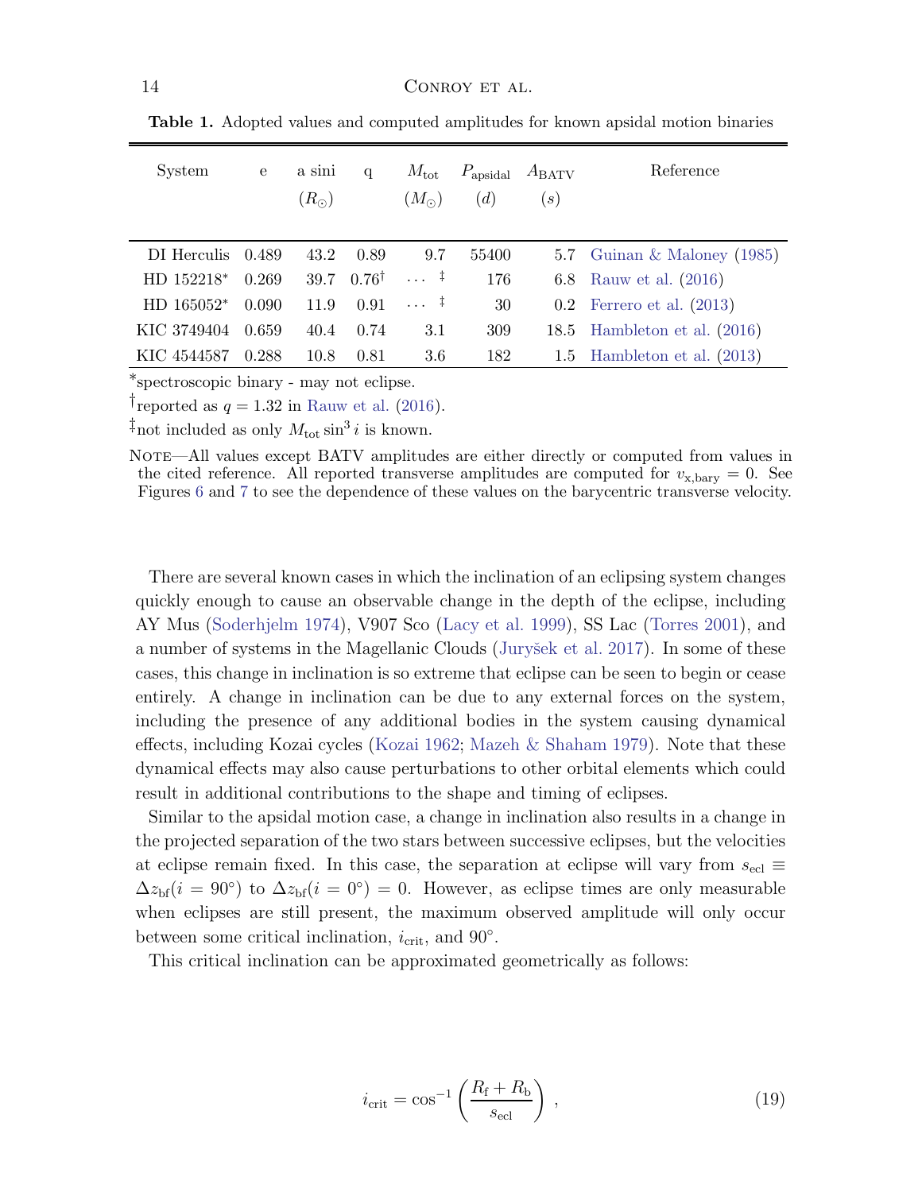**Table 1.** Adopted values and computed amplitudes for known apsidal motion binaries

| System | e | a sini ($R_\odot$) | q | $M_{\rm tot}$ ($M_\odot$) | $P_{\rm apsidal}$ ($d$) | $A_{\rm BATV}$ ($s$) | Reference |
|---|---|---|---|---|---|---|---|
| DI Herculis | 0.489 | 43.2 | 0.89 | 9.7 | 55400 | 5.7 | Guinan & Maloney (1985) |
| HD 152218* | 0.269 | 39.7 | 0.76† | ... ‡ | 176 | 6.8 | Rauw et al. (2016) |
| HD 165052* | 0.090 | 11.9 | 0.91 | ... ‡ | 30 | 0.2 | Ferrero et al. (2013) |
| KIC 3749404 | 0.659 | 40.4 | 0.74 | 3.1 | 309 | 18.5 | Hambleton et al. (2016) |
| KIC 4544587 | 0.288 | 10.8 | 0.81 | 3.6 | 182 | 1.5 | Hambleton et al. (2013) |

*spectroscopic binary - may not eclipse.

†reported as $q = 1.32$ in Rauw et al. (2016).

‡not included as only $M_{\rm tot} \sin^3 i$ is known.

Note—All values except BATV amplitudes are either directly or computed from values in the cited reference. All reported transverse amplitudes are computed for $v_{\rm x,bary} = 0$. See Figures 6 and 7 to see the dependence of these values on the barycentric transverse velocity.

There are several known cases in which the inclination of an eclipsing system changes quickly enough to cause an observable change in the depth of the eclipse, including AY Mus (Soderhjelm 1974), V907 Sco (Lacy et al. 1999), SS Lac (Torres 2001), and a number of systems in the Magellanic Clouds (Juryšek et al. 2017). In some of these cases, this change in inclination is so extreme that eclipse can be seen to begin or cease entirely. A change in inclination can be due to any external forces on the system, including the presence of any additional bodies in the system causing dynamical effects, including Kozai cycles (Kozai 1962; Mazeh & Shaham 1979). Note that these dynamical effects may also cause perturbations to other orbital elements which could result in additional contributions to the shape and timing of eclipses.

Similar to the apsidal motion case, a change in inclination also results in a change in the projected separation of the two stars between successive eclipses, but the velocities at eclipse remain fixed. In this case, the separation at eclipse will vary from $s_{\rm ecl} \equiv \Delta z_{\rm bf}(i = 90^\circ)$ to $\Delta z_{\rm bf}(i = 0^\circ) = 0$. However, as eclipse times are only measurable when eclipses are still present, the maximum observed amplitude will only occur between some critical inclination, $i_{\rm crit}$, and $90^\circ$.

This critical inclination can be approximated geometrically as follows:

$$i_{\rm crit} = \cos^{-1}\left(\frac{R_{\rm f} + R_{\rm b}}{s_{\rm ecl}}\right), \tag{19}$$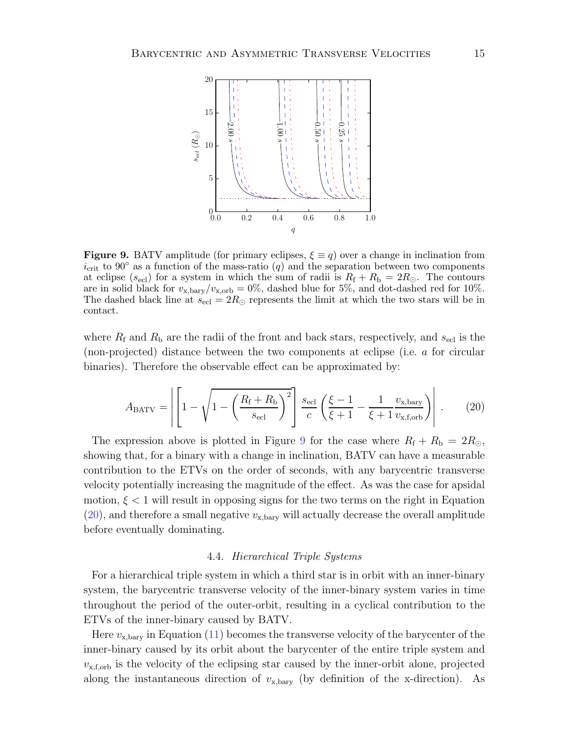**Figure 9.** BATV amplitude (for primary eclipses, $\xi \equiv q$) over a change in inclination from $i_{\rm crit}$ to 90° as a function of the mass-ratio ($q$) and the separation between two components at eclipse ($s_{\rm ecl}$) for a system in which the sum of radii is $R_{\rm f} + R_{\rm b} = 2R_\odot$. The contours are in solid black for $v_{\rm x,bary}/v_{\rm x,orb} = 0\%$, dashed blue for 5%, and dot-dashed red for 10%. The dashed black line at $s_{\rm ecl} = 2R_\odot$ represents the limit at which the two stars will be in contact.

where $R_{\rm f}$ and $R_{\rm b}$ are the radii of the front and back stars, respectively, and $s_{\rm ecl}$ is the (non-projected) distance between the two components at eclipse (i.e. $a$ for circular binaries). Therefore the observable effect can be approximated by:

$$A_{\rm BATV} = \left| \left[ 1 - \sqrt{1 - \left(\frac{R_{\rm f} + R_{\rm b}}{s_{\rm ecl}}\right)^2} \right] \frac{s_{\rm ecl}}{c} \left( \frac{\xi - 1}{\xi + 1} - \frac{1}{\xi + 1} \frac{v_{\rm x,bary}}{v_{\rm x,f,orb}} \right) \right| . \qquad (20)$$

The expression above is plotted in Figure 9 for the case where $R_{\rm f} + R_{\rm b} = 2R_\odot$, showing that, for a binary with a change in inclination, BATV can have a measurable contribution to the ETVs on the order of seconds, with any barycentric transverse velocity potentially increasing the magnitude of the effect. As was the case for apsidal motion, $\xi < 1$ will result in opposing signs for the two terms on the right in Equation (20), and therefore a small negative $v_{\rm x,bary}$ will actually decrease the overall amplitude before eventually dominating.

### 4.4. *Hierarchical Triple Systems*

For a hierarchical triple system in which a third star is in orbit with an inner-binary system, the barycentric transverse velocity of the inner-binary system varies in time throughout the period of the outer-orbit, resulting in a cyclical contribution to the ETVs of the inner-binary caused by BATV.

Here $v_{\rm x,bary}$ in Equation (11) becomes the transverse velocity of the barycenter of the inner-binary caused by its orbit about the barycenter of the entire triple system and $v_{\rm x,f,orb}$ is the velocity of the eclipsing star caused by the inner-orbit alone, projected along the instantaneous direction of $v_{\rm x,bary}$ (by definition of the x-direction). As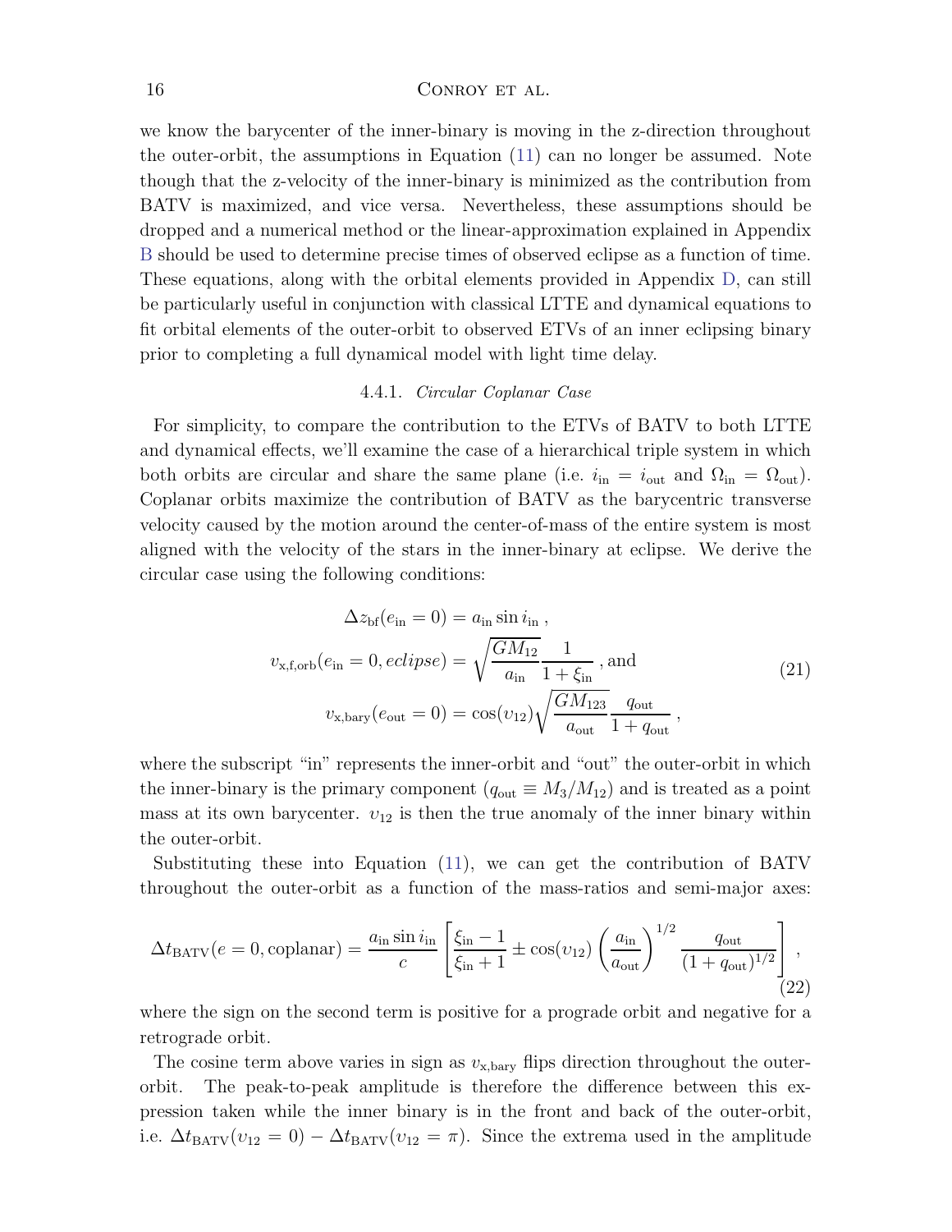we know the barycenter of the inner-binary is moving in the z-direction throughout the outer-orbit, the assumptions in Equation (11) can no longer be assumed. Note though that the z-velocity of the inner-binary is minimized as the contribution from BATV is maximized, and vice versa. Nevertheless, these assumptions should be dropped and a numerical method or the linear-approximation explained in Appendix B should be used to determine precise times of observed eclipse as a function of time. These equations, along with the orbital elements provided in Appendix D, can still be particularly useful in conjunction with classical LTTE and dynamical equations to fit orbital elements of the outer-orbit to observed ETVs of an inner eclipsing binary prior to completing a full dynamical model with light time delay.

#### 4.4.1. *Circular Coplanar Case*

For simplicity, to compare the contribution to the ETVs of BATV to both LTTE and dynamical effects, we'll examine the case of a hierarchical triple system in which both orbits are circular and share the same plane (i.e. $i_{\rm in} = i_{\rm out}$ and $\Omega_{\rm in} = \Omega_{\rm out}$). Coplanar orbits maximize the contribution of BATV as the barycentric transverse velocity caused by the motion around the center-of-mass of the entire system is most aligned with the velocity of the stars in the inner-binary at eclipse. We derive the circular case using the following conditions:

$$
\begin{aligned}
\Delta z_{\rm bf}(e_{\rm in}=0) &= a_{\rm in}\sin i_{\rm in}\,, \\
v_{\rm x,f,orb}(e_{\rm in}=0, eclipse) &= \sqrt{\frac{GM_{12}}{a_{\rm in}}}\frac{1}{1+\xi_{\rm in}}\,, \text{and} \\
v_{\rm x,bary}(e_{\rm out}=0) &= \cos(\upsilon_{12})\sqrt{\frac{GM_{123}}{a_{\rm out}}}\frac{q_{\rm out}}{1+q_{\rm out}}\,,
\end{aligned}
\tag{21}
$$

where the subscript "in" represents the inner-orbit and "out" the outer-orbit in which the inner-binary is the primary component ($q_{\rm out} \equiv M_3/M_{12}$) and is treated as a point mass at its own barycenter. $\upsilon_{12}$ is then the true anomaly of the inner binary within the outer-orbit.

Substituting these into Equation (11), we can get the contribution of BATV throughout the outer-orbit as a function of the mass-ratios and semi-major axes:

$$
\Delta t_{\rm BATV}(e=0,\text{coplanar}) = \frac{a_{\rm in}\sin i_{\rm in}}{c}\left[\frac{\xi_{\rm in}-1}{\xi_{\rm in}+1} \pm \cos(\upsilon_{12})\left(\frac{a_{\rm in}}{a_{\rm out}}\right)^{1/2}\frac{q_{\rm out}}{(1+q_{\rm out})^{1/2}}\right], \tag{22}
$$

where the sign on the second term is positive for a prograde orbit and negative for a retrograde orbit.

The cosine term above varies in sign as $v_{\rm x,bary}$ flips direction throughout the outer-orbit. The peak-to-peak amplitude is therefore the difference between this expression taken while the inner binary is in the front and back of the outer-orbit, i.e. $\Delta t_{\rm BATV}(\upsilon_{12}=0) - \Delta t_{\rm BATV}(\upsilon_{12}=\pi)$. Since the extrema used in the amplitude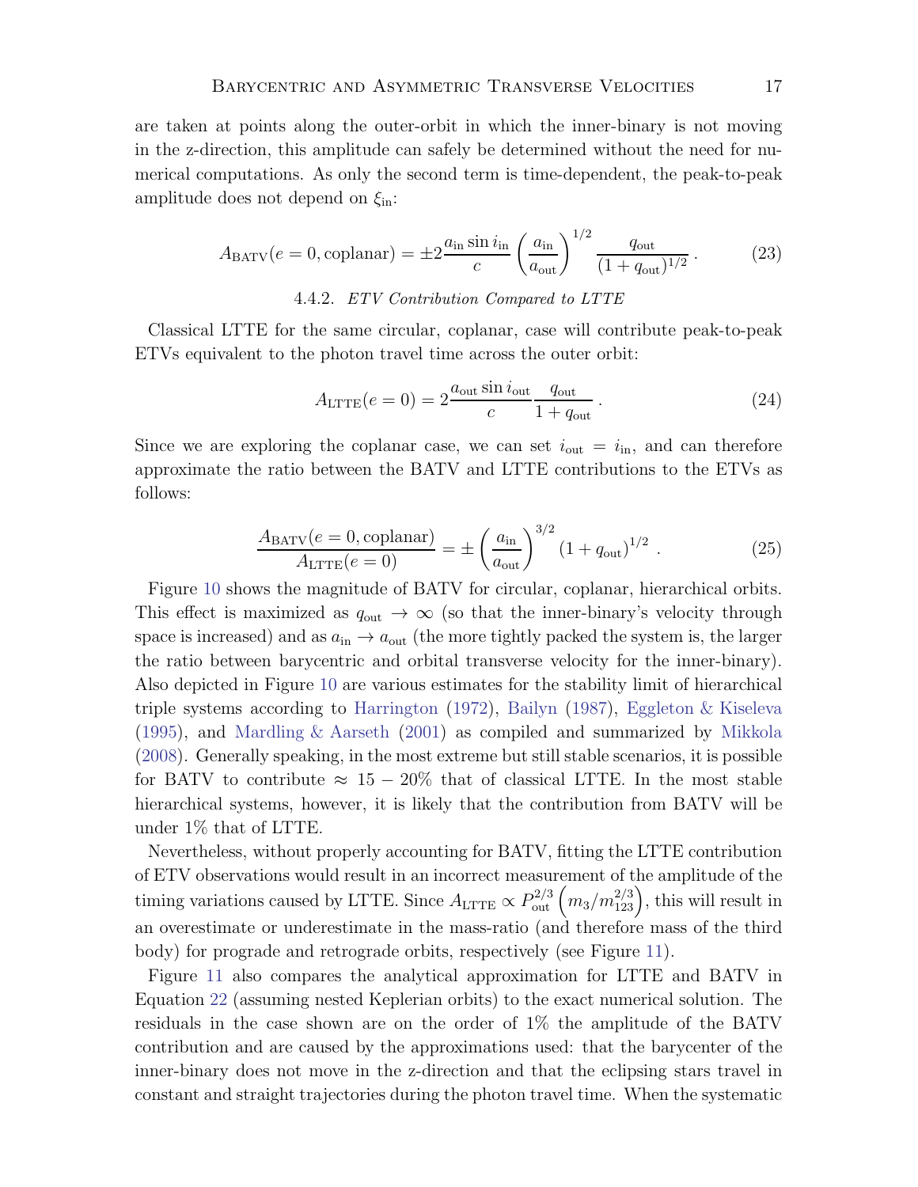are taken at points along the outer-orbit in which the inner-binary is not moving in the z-direction, this amplitude can safely be determined without the need for numerical computations. As only the second term is time-dependent, the peak-to-peak amplitude does not depend on $\xi_{\rm in}$:

$$A_{\rm BATV}(e=0, {\rm coplanar}) = \pm 2 \frac{a_{\rm in} \sin i_{\rm in}}{c} \left(\frac{a_{\rm in}}{a_{\rm out}}\right)^{1/2} \frac{q_{\rm out}}{(1+q_{\rm out})^{1/2}} \, . \tag{23}$$

#### 4.4.2. *ETV Contribution Compared to LTTE*

Classical LTTE for the same circular, coplanar, case will contribute peak-to-peak ETVs equivalent to the photon travel time across the outer orbit:

$$A_{\rm LTTE}(e=0) = 2 \frac{a_{\rm out} \sin i_{\rm out}}{c} \frac{q_{\rm out}}{1+q_{\rm out}} \, . \tag{24}$$

Since we are exploring the coplanar case, we can set $i_{\rm out} = i_{\rm in}$, and can therefore approximate the ratio between the BATV and LTTE contributions to the ETVs as follows:

$$\frac{A_{\rm BATV}(e=0, {\rm coplanar})}{A_{\rm LTTE}(e=0)} = \pm \left(\frac{a_{\rm in}}{a_{\rm out}}\right)^{3/2} (1+q_{\rm out})^{1/2} \, . \tag{25}$$

Figure 10 shows the magnitude of BATV for circular, coplanar, hierarchical orbits. This effect is maximized as $q_{\rm out} \to \infty$ (so that the inner-binary's velocity through space is increased) and as $a_{\rm in} \to a_{\rm out}$ (the more tightly packed the system is, the larger the ratio between barycentric and orbital transverse velocity for the inner-binary). Also depicted in Figure 10 are various estimates for the stability limit of hierarchical triple systems according to Harrington (1972), Bailyn (1987), Eggleton & Kiseleva (1995), and Mardling & Aarseth (2001) as compiled and summarized by Mikkola (2008). Generally speaking, in the most extreme but still stable scenarios, it is possible for BATV to contribute $\approx 15-20\%$ that of classical LTTE. In the most stable hierarchical systems, however, it is likely that the contribution from BATV will be under 1% that of LTTE.

Nevertheless, without properly accounting for BATV, fitting the LTTE contribution of ETV observations would result in an incorrect measurement of the amplitude of the timing variations caused by LTTE. Since $A_{\rm LTTE} \propto P_{\rm out}^{2/3} \left(m_3/m_{123}^{2/3}\right)$, this will result in an overestimate or underestimate in the mass-ratio (and therefore mass of the third body) for prograde and retrograde orbits, respectively (see Figure 11).

Figure 11 also compares the analytical approximation for LTTE and BATV in Equation 22 (assuming nested Keplerian orbits) to the exact numerical solution. The residuals in the case shown are on the order of 1% the amplitude of the BATV contribution and are caused by the approximations used: that the barycenter of the inner-binary does not move in the z-direction and that the eclipsing stars travel in constant and straight trajectories during the photon travel time. When the systematic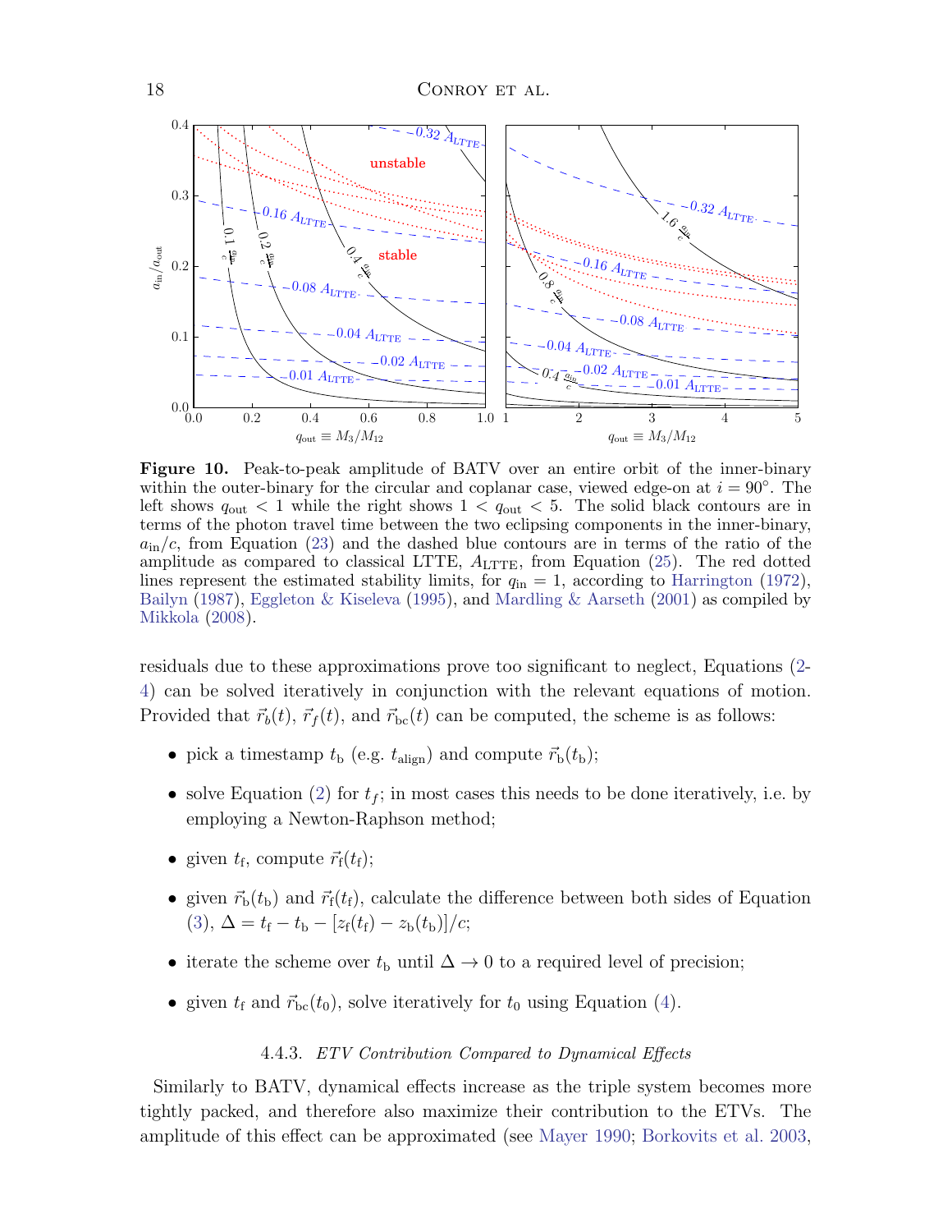**Figure 10.** Peak-to-peak amplitude of BATV over an entire orbit of the inner-binary within the outer-binary for the circular and coplanar case, viewed edge-on at $i = 90°$. The left shows $q_{\rm out} < 1$ while the right shows $1 < q_{\rm out} < 5$. The solid black contours are in terms of the photon travel time between the two eclipsing components in the inner-binary, $a_{\rm in}/c$, from Equation (23) and the dashed blue contours are in terms of the ratio of the amplitude as compared to classical LTTE, $A_{\rm LTTE}$, from Equation (25). The red dotted lines represent the estimated stability limits, for $q_{\rm in} = 1$, according to Harrington (1972), Bailyn (1987), Eggleton & Kiseleva (1995), and Mardling & Aarseth (2001) as compiled by Mikkola (2008).

residuals due to these approximations prove too significant to neglect, Equations (2-4) can be solved iteratively in conjunction with the relevant equations of motion. Provided that $\vec{r}_b(t)$, $\vec{r}_f(t)$, and $\vec{r}_{\rm bc}(t)$ can be computed, the scheme is as follows:

- pick a timestamp $t_{\rm b}$ (e.g. $t_{\rm align}$) and compute $\vec{r}_{\rm b}(t_{\rm b})$;
- solve Equation (2) for $t_f$; in most cases this needs to be done iteratively, i.e. by employing a Newton-Raphson method;
- given $t_{\rm f}$, compute $\vec{r}_{\rm f}(t_{\rm f})$;
- given $\vec{r}_{\rm b}(t_{\rm b})$ and $\vec{r}_{\rm f}(t_{\rm f})$, calculate the difference between both sides of Equation (3), $\Delta = t_{\rm f} - t_{\rm b} - [z_{\rm f}(t_{\rm f}) - z_{\rm b}(t_{\rm b})]/c$;
- iterate the scheme over $t_{\rm b}$ until $\Delta \to 0$ to a required level of precision;
- given $t_{\rm f}$ and $\vec{r}_{\rm bc}(t_0)$, solve iteratively for $t_0$ using Equation (4).

#### 4.4.3. *ETV Contribution Compared to Dynamical Effects*

Similarly to BATV, dynamical effects increase as the triple system becomes more tightly packed, and therefore also maximize their contribution to the ETVs. The amplitude of this effect can be approximated (see Mayer 1990; Borkovits et al. 2003,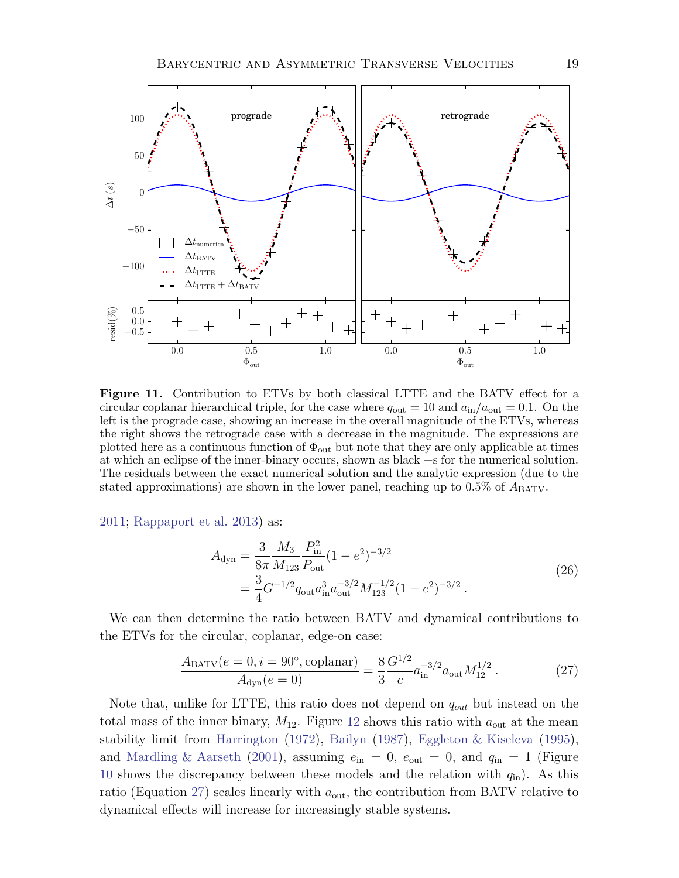**Figure 11.** Contribution to ETVs by both classical LTTE and the BATV effect for a circular coplanar hierarchical triple, for the case where $q_{\rm out} = 10$ and $a_{\rm in}/a_{\rm out} = 0.1$. On the left is the prograde case, showing an increase in the overall magnitude of the ETVs, whereas the right shows the retrograde case with a decrease in the magnitude. The expressions are plotted here as a continuous function of $\Phi_{\rm out}$ but note that they are only applicable at times at which an eclipse of the inner-binary occurs, shown as black +s for the numerical solution. The residuals between the exact numerical solution and the analytic expression (due to the stated approximations) are shown in the lower panel, reaching up to 0.5% of $A_{\rm BATV}$.

2011; Rappaport et al. 2013) as:

$$
\begin{aligned}
A_{\rm dyn} &= \frac{3}{8\pi}\frac{M_3}{M_{123}}\frac{P_{\rm in}^2}{P_{\rm out}}(1-e^2)^{-3/2} \\
&= \frac{3}{4}G^{-1/2}q_{\rm out}a_{\rm in}^3 a_{\rm out}^{-3/2}M_{123}^{-1/2}(1-e^2)^{-3/2}\,.
\end{aligned}
\tag{26}
$$

We can then determine the ratio between BATV and dynamical contributions to the ETVs for the circular, coplanar, edge-on case:

$$
\frac{A_{\rm BATV}(e=0, i=90^\circ, \text{coplanar})}{A_{\rm dyn}(e=0)} = \frac{8}{3}\frac{G^{1/2}}{c}a_{\rm in}^{-3/2}a_{\rm out}M_{12}^{1/2}\,. \tag{27}
$$

Note that, unlike for LTTE, this ratio does not depend on $q_{out}$ but instead on the total mass of the inner binary, $M_{12}$. Figure 12 shows this ratio with $a_{\rm out}$ at the mean stability limit from Harrington (1972), Bailyn (1987), Eggleton & Kiseleva (1995), and Mardling & Aarseth (2001), assuming $e_{\rm in} = 0$, $e_{\rm out} = 0$, and $q_{\rm in} = 1$ (Figure 10 shows the discrepancy between these models and the relation with $q_{\rm in}$). As this ratio (Equation 27) scales linearly with $a_{\rm out}$, the contribution from BATV relative to dynamical effects will increase for increasingly stable systems.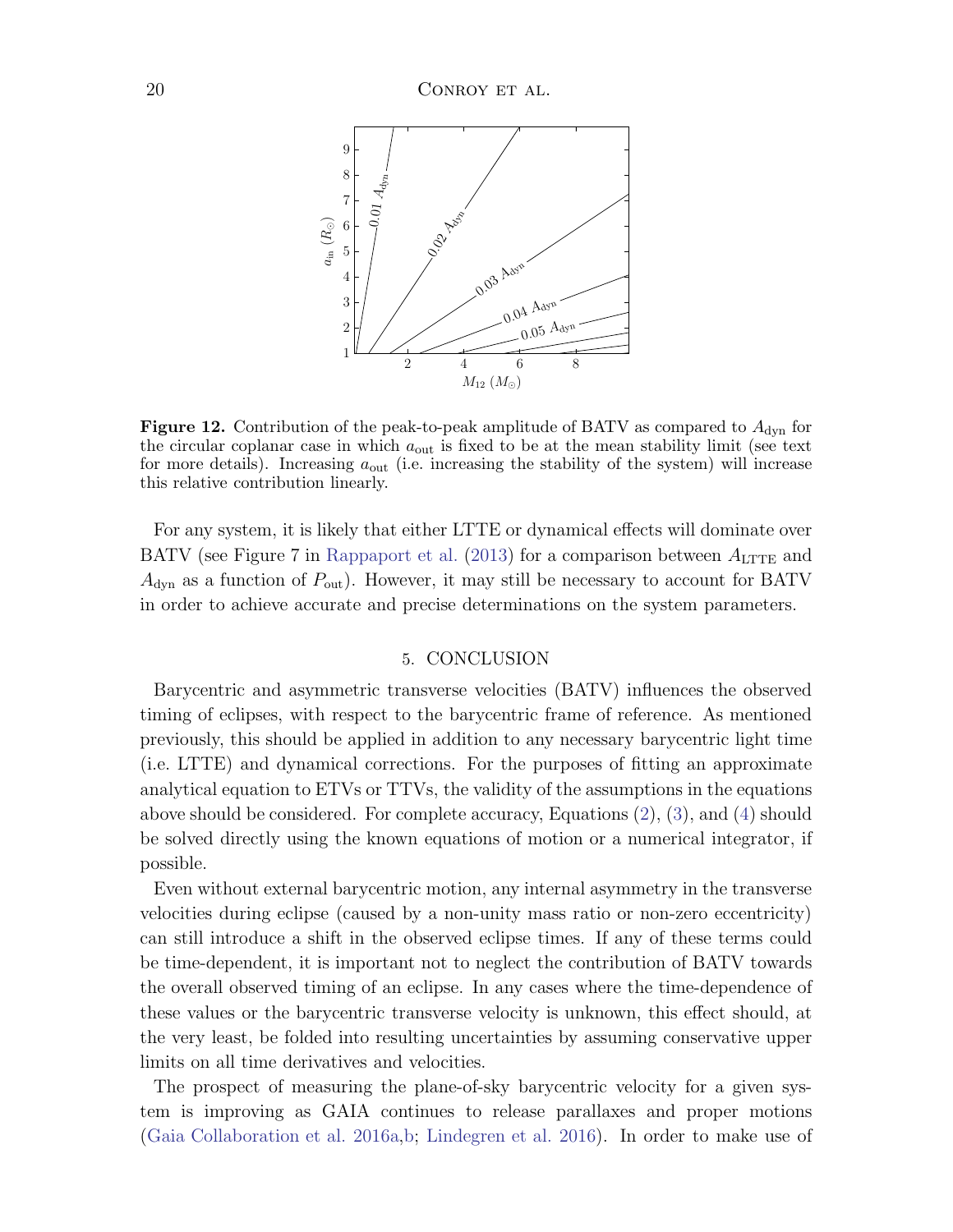**Figure 12.** Contribution of the peak-to-peak amplitude of BATV as compared to $A_{\mathrm{dyn}}$ for the circular coplanar case in which $a_{\mathrm{out}}$ is fixed to be at the mean stability limit (see text for more details). Increasing $a_{\mathrm{out}}$ (i.e. increasing the stability of the system) will increase this relative contribution linearly.

For any system, it is likely that either LTTE or dynamical effects will dominate over BATV (see Figure 7 in Rappaport et al. (2013) for a comparison between $A_{\mathrm{LTTE}}$ and $A_{\mathrm{dyn}}$ as a function of $P_{\mathrm{out}}$). However, it may still be necessary to account for BATV in order to achieve accurate and precise determinations on the system parameters.

## 5. CONCLUSION

Barycentric and asymmetric transverse velocities (BATV) influences the observed timing of eclipses, with respect to the barycentric frame of reference. As mentioned previously, this should be applied in addition to any necessary barycentric light time (i.e. LTTE) and dynamical corrections. For the purposes of fitting an approximate analytical equation to ETVs or TTVs, the validity of the assumptions in the equations above should be considered. For complete accuracy, Equations (2), (3), and (4) should be solved directly using the known equations of motion or a numerical integrator, if possible.

Even without external barycentric motion, any internal asymmetry in the transverse velocities during eclipse (caused by a non-unity mass ratio or non-zero eccentricity) can still introduce a shift in the observed eclipse times. If any of these terms could be time-dependent, it is important not to neglect the contribution of BATV towards the overall observed timing of an eclipse. In any cases where the time-dependence of these values or the barycentric transverse velocity is unknown, this effect should, at the very least, be folded into resulting uncertainties by assuming conservative upper limits on all time derivatives and velocities.

The prospect of measuring the plane-of-sky barycentric velocity for a given system is improving as GAIA continues to release parallaxes and proper motions (Gaia Collaboration et al. 2016a,b; Lindegren et al. 2016). In order to make use of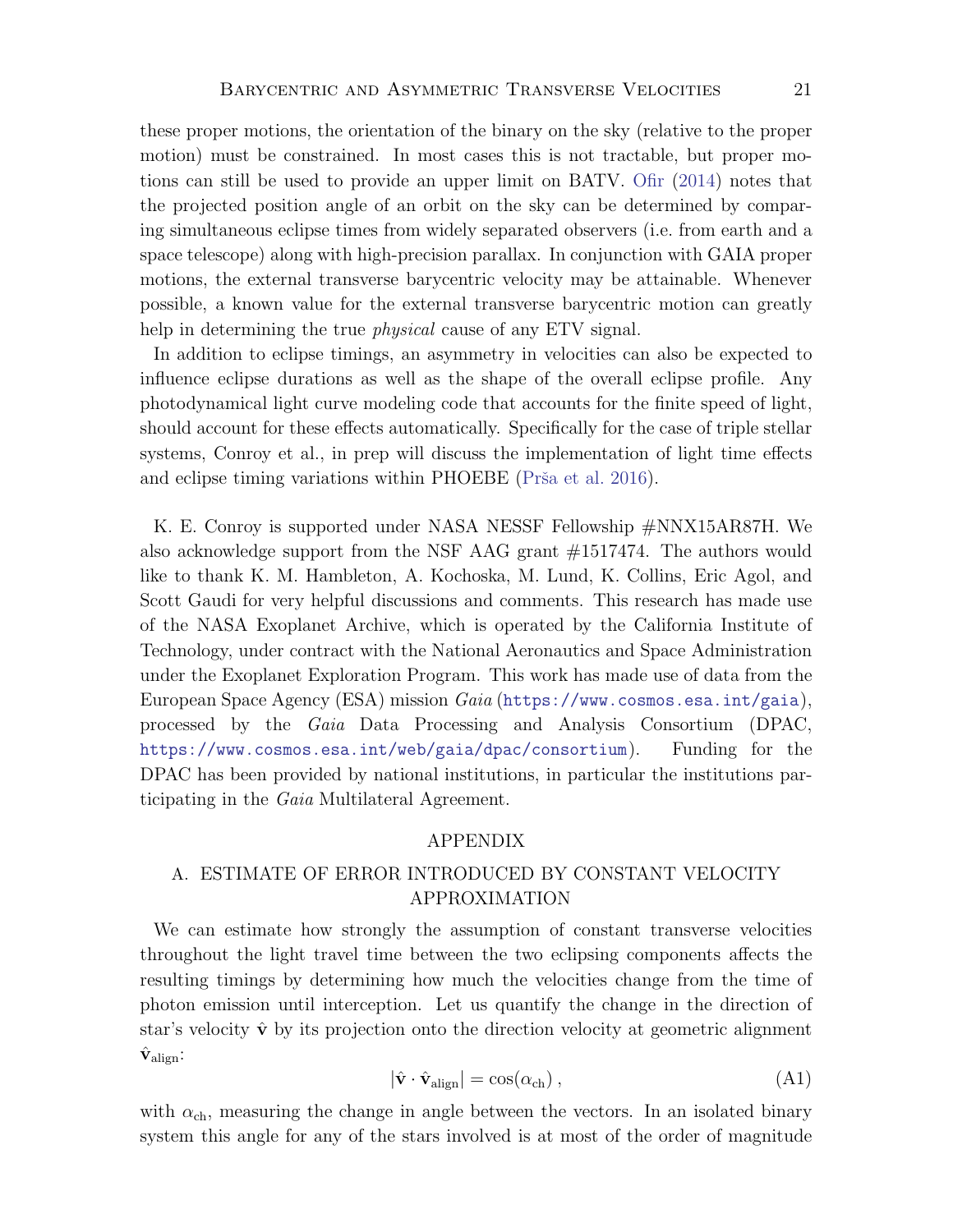these proper motions, the orientation of the binary on the sky (relative to the proper motion) must be constrained. In most cases this is not tractable, but proper motions can still be used to provide an upper limit on BATV. Ofir (2014) notes that the projected position angle of an orbit on the sky can be determined by comparing simultaneous eclipse times from widely separated observers (i.e. from earth and a space telescope) along with high-precision parallax. In conjunction with GAIA proper motions, the external transverse barycentric velocity may be attainable. Whenever possible, a known value for the external transverse barycentric motion can greatly help in determining the true *physical* cause of any ETV signal.

In addition to eclipse timings, an asymmetry in velocities can also be expected to influence eclipse durations as well as the shape of the overall eclipse profile. Any photodynamical light curve modeling code that accounts for the finite speed of light, should account for these effects automatically. Specifically for the case of triple stellar systems, Conroy et al., in prep will discuss the implementation of light time effects and eclipse timing variations within PHOEBE (Prša et al. 2016).

K. E. Conroy is supported under NASA NESSF Fellowship #NNX15AR87H. We also acknowledge support from the NSF AAG grant #1517474. The authors would like to thank K. M. Hambleton, A. Kochoska, M. Lund, K. Collins, Eric Agol, and Scott Gaudi for very helpful discussions and comments. This research has made use of the NASA Exoplanet Archive, which is operated by the California Institute of Technology, under contract with the National Aeronautics and Space Administration under the Exoplanet Exploration Program. This work has made use of data from the European Space Agency (ESA) mission *Gaia* (https://www.cosmos.esa.int/gaia), processed by the *Gaia* Data Processing and Analysis Consortium (DPAC, https://www.cosmos.esa.int/web/gaia/dpac/consortium). Funding for the DPAC has been provided by national institutions, in particular the institutions participating in the *Gaia* Multilateral Agreement.

# APPENDIX

## A. ESTIMATE OF ERROR INTRODUCED BY CONSTANT VELOCITY APPROXIMATION

We can estimate how strongly the assumption of constant transverse velocities throughout the light travel time between the two eclipsing components affects the resulting timings by determining how much the velocities change from the time of photon emission until interception. Let us quantify the change in the direction of star's velocity $\hat{\mathbf{v}}$ by its projection onto the direction velocity at geometric alignment $\hat{\mathbf{v}}_{\rm align}$:

$$|\hat{\mathbf{v}} \cdot \hat{\mathbf{v}}_{\rm align}| = \cos(\alpha_{\rm ch})\,, \tag{A1}$$

with $\alpha_{\rm ch}$, measuring the change in angle between the vectors. In an isolated binary system this angle for any of the stars involved is at most of the order of magnitude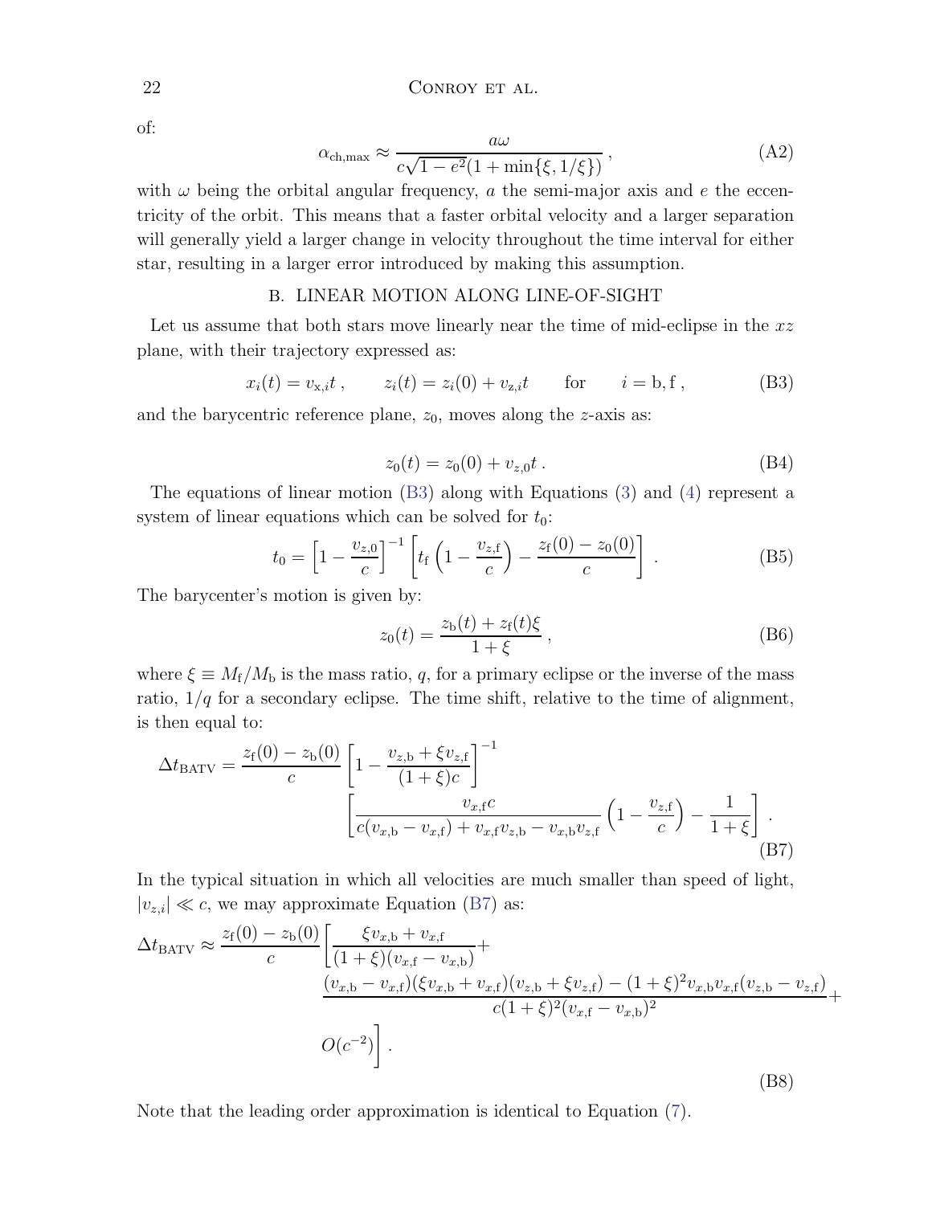of:

$$\alpha_{\rm ch,max} \approx \frac{a\omega}{c\sqrt{1-e^2}(1+\min\{\xi, 1/\xi\})}\,, \tag{A2}$$

with $\omega$ being the orbital angular frequency, $a$ the semi-major axis and $e$ the eccentricity of the orbit. This means that a faster orbital velocity and a larger separation will generally yield a larger change in velocity throughout the time interval for either star, resulting in a larger error introduced by making this assumption.

## B. LINEAR MOTION ALONG LINE-OF-SIGHT

Let us assume that both stars move linearly near the time of mid-eclipse in the $xz$ plane, with their trajectory expressed as:

$$x_i(t) = v_{{\rm x},i}t\,, \qquad z_i(t) = z_i(0) + v_{{\rm z},i}t \qquad \text{for} \qquad i = {\rm b}, {\rm f}\,, \tag{B3}$$

and the barycentric reference plane, $z_0$, moves along the $z$-axis as:

$$z_0(t) = z_0(0) + v_{z,0}t\,. \tag{B4}$$

The equations of linear motion (B3) along with Equations (3) and (4) represent a system of linear equations which can be solved for $t_0$:

$$t_0 = \left[1 - \frac{v_{z,0}}{c}\right]^{-1}\left[t_{\rm f}\left(1 - \frac{v_{z,{\rm f}}}{c}\right) - \frac{z_{\rm f}(0) - z_0(0)}{c}\right]\,. \tag{B5}$$

The barycenter's motion is given by:

$$z_0(t) = \frac{z_{\rm b}(t) + z_{\rm f}(t)\xi}{1+\xi}\,, \tag{B6}$$

where $\xi \equiv M_{\rm f}/M_{\rm b}$ is the mass ratio, $q$, for a primary eclipse or the inverse of the mass ratio, $1/q$ for a secondary eclipse. The time shift, relative to the time of alignment, is then equal to:

$$\Delta t_{\rm BATV} = \frac{z_{\rm f}(0) - z_{\rm b}(0)}{c}\left[1 - \frac{v_{z,{\rm b}} + \xi v_{z,{\rm f}}}{(1+\xi)c}\right]^{-1} \left[\frac{v_{x,{\rm f}}c}{c(v_{x,{\rm b}} - v_{x,{\rm f}}) + v_{x,{\rm f}}v_{z,{\rm b}} - v_{x,{\rm b}}v_{z,{\rm f}}}\left(1 - \frac{v_{z,{\rm f}}}{c}\right) - \frac{1}{1+\xi}\right]\,. \tag{B7}$$

In the typical situation in which all velocities are much smaller than speed of light, $|v_{z,i}| \ll c$, we may approximate Equation (B7) as:

$$\Delta t_{\rm BATV} \approx \frac{z_{\rm f}(0) - z_{\rm b}(0)}{c}\Bigg[\frac{\xi v_{x,{\rm b}} + v_{x,{\rm f}}}{(1+\xi)(v_{x,{\rm f}} - v_{x,{\rm b}})} + \frac{(v_{x,{\rm b}} - v_{x,{\rm f}})(\xi v_{x,{\rm b}} + v_{x,{\rm f}})(v_{z,{\rm b}} + \xi v_{z,{\rm f}}) - (1+\xi)^2 v_{x,{\rm b}}v_{x,{\rm f}}(v_{z,{\rm b}} - v_{z,{\rm f}})}{c(1+\xi)^2(v_{x,{\rm f}} - v_{x,{\rm b}})^2} + O(c^{-2})\Bigg]\,. \tag{B8}$$

Note that the leading order approximation is identical to Equation (7).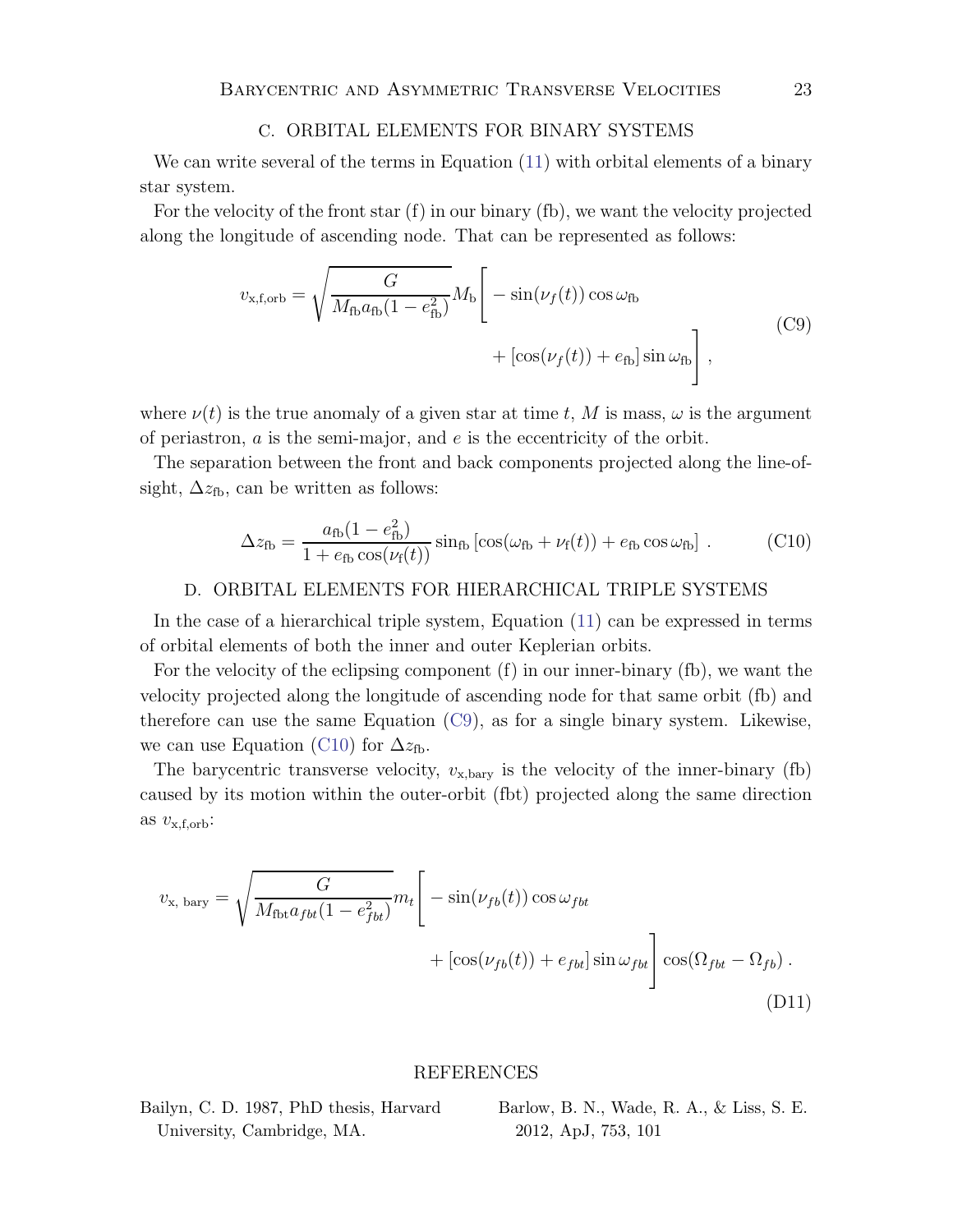## C. ORBITAL ELEMENTS FOR BINARY SYSTEMS

We can write several of the terms in Equation (11) with orbital elements of a binary star system.

For the velocity of the front star (f) in our binary (fb), we want the velocity projected along the longitude of ascending node. That can be represented as follows:

$$
v_{\mathrm{x,f,orb}} = \sqrt{\frac{G}{M_{\mathrm{fb}} a_{\mathrm{fb}} (1 - e_{\mathrm{fb}}^2)}} M_{\mathrm{b}} \Big[ - \sin(\nu_f(t)) \cos \omega_{\mathrm{fb}} + [\cos(\nu_f(t)) + e_{\mathrm{fb}}] \sin \omega_{\mathrm{fb}} \Big] , \tag{C9}
$$

where $\nu(t)$ is the true anomaly of a given star at time $t$, $M$ is mass, $\omega$ is the argument of periastron, $a$ is the semi-major, and $e$ is the eccentricity of the orbit.

The separation between the front and back components projected along the line-of-sight, $\Delta z_{\mathrm{fb}}$, can be written as follows:

$$
\Delta z_{\mathrm{fb}} = \frac{a_{\mathrm{fb}}(1 - e_{\mathrm{fb}}^2)}{1 + e_{\mathrm{fb}} \cos(\nu_{\mathrm{f}}(t))} \sin_{\mathrm{fb}} \left[ \cos(\omega_{\mathrm{fb}} + \nu_{\mathrm{f}}(t)) + e_{\mathrm{fb}} \cos \omega_{\mathrm{fb}} \right] . \tag{C10}
$$

## D. ORBITAL ELEMENTS FOR HIERARCHICAL TRIPLE SYSTEMS

In the case of a hierarchical triple system, Equation (11) can be expressed in terms of orbital elements of both the inner and outer Keplerian orbits.

For the velocity of the eclipsing component (f) in our inner-binary (fb), we want the velocity projected along the longitude of ascending node for that same orbit (fb) and therefore can use the same Equation (C9), as for a single binary system. Likewise, we can use Equation (C10) for $\Delta z_{\mathrm{fb}}$.

The barycentric transverse velocity, $v_{\mathrm{x,bary}}$ is the velocity of the inner-binary (fb) caused by its motion within the outer-orbit (fbt) projected along the same direction as $v_{\mathrm{x,f,orb}}$:

$$
v_{\mathrm{x,\ bary}} = \sqrt{\frac{G}{M_{\mathrm{fbt}} a_{fbt} (1 - e_{fbt}^2)}} m_t \Big[ - \sin(\nu_{fb}(t)) \cos \omega_{fbt} + [\cos(\nu_{fb}(t)) + e_{fbt}] \sin \omega_{fbt} \Big] \cos(\Omega_{fbt} - \Omega_{fb}) . \tag{D11}
$$

## REFERENCES

Bailyn, C. D. 1987, PhD thesis, Harvard University, Cambridge, MA.

Barlow, B. N., Wade, R. A., & Liss, S. E. 2012, ApJ, 753, 101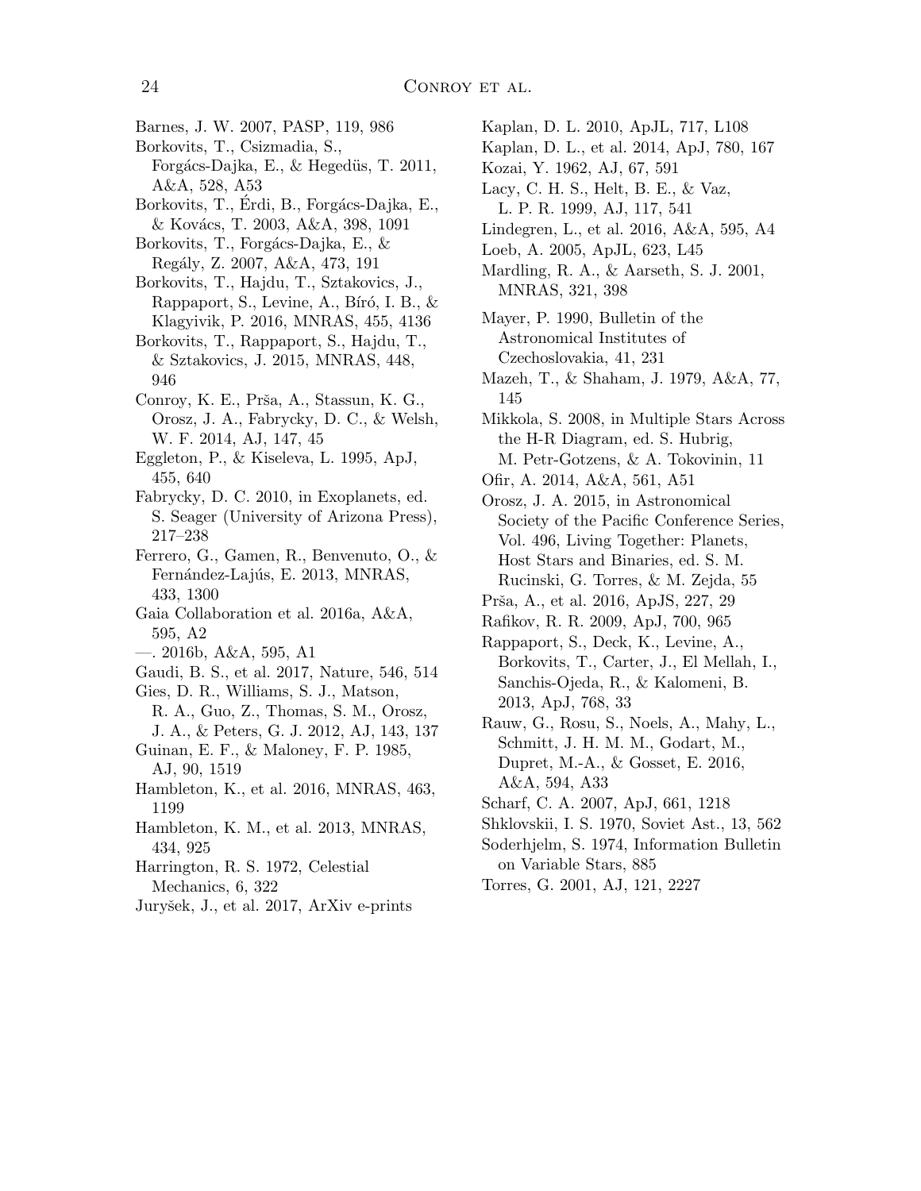Barnes, J. W. 2007, PASP, 119, 986

Borkovits, T., Csizmadia, S., Forgács-Dajka, E., & Hegedüs, T. 2011, A&A, 528, A53

Borkovits, T., Érdi, B., Forgács-Dajka, E., & Kovács, T. 2003, A&A, 398, 1091

Borkovits, T., Forgács-Dajka, E., & Regály, Z. 2007, A&A, 473, 191

Borkovits, T., Hajdu, T., Sztakovics, J., Rappaport, S., Levine, A., Bíró, I. B., & Klagyivik, P. 2016, MNRAS, 455, 4136

Borkovits, T., Rappaport, S., Hajdu, T., & Sztakovics, J. 2015, MNRAS, 448, 946

Conroy, K. E., Prša, A., Stassun, K. G., Orosz, J. A., Fabrycky, D. C., & Welsh, W. F. 2014, AJ, 147, 45

Eggleton, P., & Kiseleva, L. 1995, ApJ, 455, 640

Fabrycky, D. C. 2010, in Exoplanets, ed. S. Seager (University of Arizona Press), 217–238

Ferrero, G., Gamen, R., Benvenuto, O., & Fernández-Lajús, E. 2013, MNRAS, 433, 1300

Gaia Collaboration et al. 2016a, A&A, 595, A2

—. 2016b, A&A, 595, A1

Gaudi, B. S., et al. 2017, Nature, 546, 514

Gies, D. R., Williams, S. J., Matson, R. A., Guo, Z., Thomas, S. M., Orosz, J. A., & Peters, G. J. 2012, AJ, 143, 137

Guinan, E. F., & Maloney, F. P. 1985, AJ, 90, 1519

Hambleton, K., et al. 2016, MNRAS, 463, 1199

Hambleton, K. M., et al. 2013, MNRAS, 434, 925

Harrington, R. S. 1972, Celestial Mechanics, 6, 322

Juryšek, J., et al. 2017, ArXiv e-prints

Kaplan, D. L. 2010, ApJL, 717, L108

Kaplan, D. L., et al. 2014, ApJ, 780, 167

Kozai, Y. 1962, AJ, 67, 591

Lacy, C. H. S., Helt, B. E., & Vaz, L. P. R. 1999, AJ, 117, 541

Lindegren, L., et al. 2016, A&A, 595, A4

Loeb, A. 2005, ApJL, 623, L45

Mardling, R. A., & Aarseth, S. J. 2001, MNRAS, 321, 398

Mayer, P. 1990, Bulletin of the Astronomical Institutes of Czechoslovakia, 41, 231

Mazeh, T., & Shaham, J. 1979, A&A, 77, 145

Mikkola, S. 2008, in Multiple Stars Across the H-R Diagram, ed. S. Hubrig, M. Petr-Gotzens, & A. Tokovinin, 11

Ofir, A. 2014, A&A, 561, A51

Orosz, J. A. 2015, in Astronomical Society of the Pacific Conference Series, Vol. 496, Living Together: Planets, Host Stars and Binaries, ed. S. M. Rucinski, G. Torres, & M. Zejda, 55

Prša, A., et al. 2016, ApJS, 227, 29

Rafikov, R. R. 2009, ApJ, 700, 965

Rappaport, S., Deck, K., Levine, A., Borkovits, T., Carter, J., El Mellah, I., Sanchis-Ojeda, R., & Kalomeni, B. 2013, ApJ, 768, 33

Rauw, G., Rosu, S., Noels, A., Mahy, L., Schmitt, J. H. M. M., Godart, M., Dupret, M.-A., & Gosset, E. 2016, A&A, 594, A33

Scharf, C. A. 2007, ApJ, 661, 1218

Shklovskii, I. S. 1970, Soviet Ast., 13, 562

Soderhjelm, S. 1974, Information Bulletin on Variable Stars, 885

Torres, G. 2001, AJ, 121, 2227